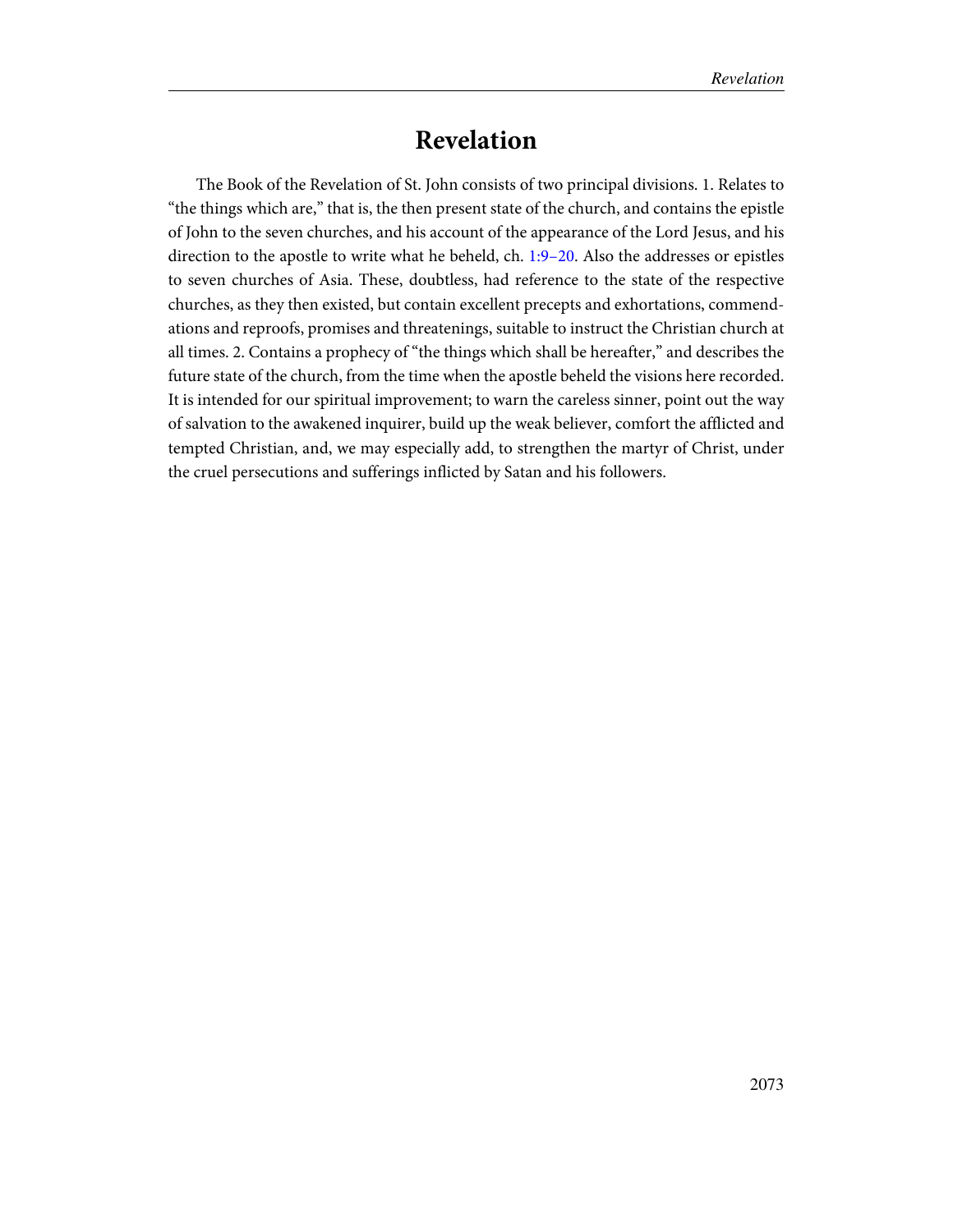# Revelation

The Book of the Revelation of St. John consists of two principal divisions. 1. Relates to "the things which are," that is, the then present state of the church, and contains the epistle of John to the seven churches, and his account of the appearance of the Lord Jesus, and his direction to the apostle to write what he beheld, ch. 1:9–20. Also the addresses or epistles to seven churches of Asia. These, doubtless, had reference to the state of the respective churches, as they then existed, but contain excellent precepts and exhortations, commendations and reproofs, promises and threatenings, suitable to instruct the Christian church at all times. 2. Contains a prophecy of "the things which shall be hereafter," and describes the future state of the church, from the time when the apostle beheld the visions here recorded. It is intended for our spiritual improvement; to warn the careless sinner, point out the way of salvation to the awakened inquirer, build up the weak believer, comfort the afflicted and tempted Christian, and, we may especially add, to strengthen the martyr of Christ, under the cruel persecutions and sufferings inflicted by Satan and his followers.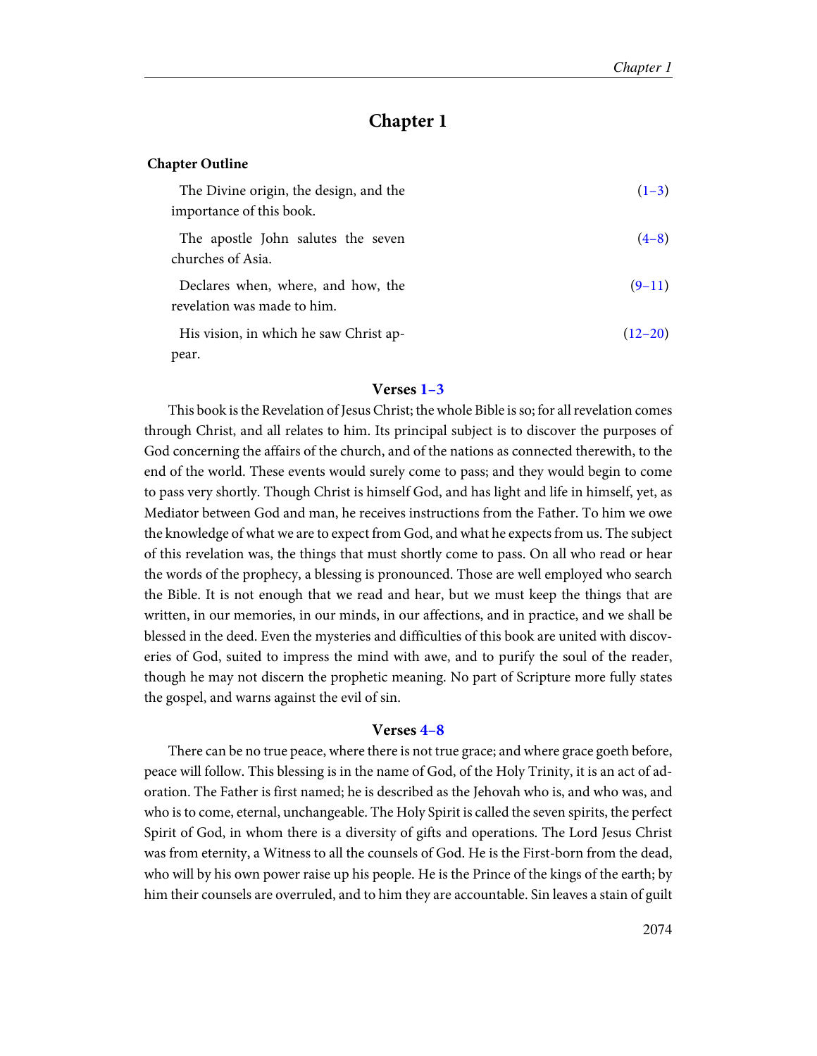# Chapter 1

**Chapter Outline**

| | |
|---|---|
| The Divine origin, the design, and the importance of this book. | (1–3) |
| The apostle John salutes the seven churches of Asia. | (4–8) |
| Declares when, where, and how, the revelation was made to him. | (9–11) |
| His vision, in which he saw Christ appear. | (12–20) |

### Verses 1–3

This book is the Revelation of Jesus Christ; the whole Bible is so; for all revelation comes through Christ, and all relates to him. Its principal subject is to discover the purposes of God concerning the affairs of the church, and of the nations as connected therewith, to the end of the world. These events would surely come to pass; and they would begin to come to pass very shortly. Though Christ is himself God, and has light and life in himself, yet, as Mediator between God and man, he receives instructions from the Father. To him we owe the knowledge of what we are to expect from God, and what he expects from us. The subject of this revelation was, the things that must shortly come to pass. On all who read or hear the words of the prophecy, a blessing is pronounced. Those are well employed who search the Bible. It is not enough that we read and hear, but we must keep the things that are written, in our memories, in our minds, in our affections, and in practice, and we shall be blessed in the deed. Even the mysteries and difficulties of this book are united with discoveries of God, suited to impress the mind with awe, and to purify the soul of the reader, though he may not discern the prophetic meaning. No part of Scripture more fully states the gospel, and warns against the evil of sin.

### Verses 4–8

There can be no true peace, where there is not true grace; and where grace goeth before, peace will follow. This blessing is in the name of God, of the Holy Trinity, it is an act of adoration. The Father is first named; he is described as the Jehovah who is, and who was, and who is to come, eternal, unchangeable. The Holy Spirit is called the seven spirits, the perfect Spirit of God, in whom there is a diversity of gifts and operations. The Lord Jesus Christ was from eternity, a Witness to all the counsels of God. He is the First-born from the dead, who will by his own power raise up his people. He is the Prince of the kings of the earth; by him their counsels are overruled, and to him they are accountable. Sin leaves a stain of guilt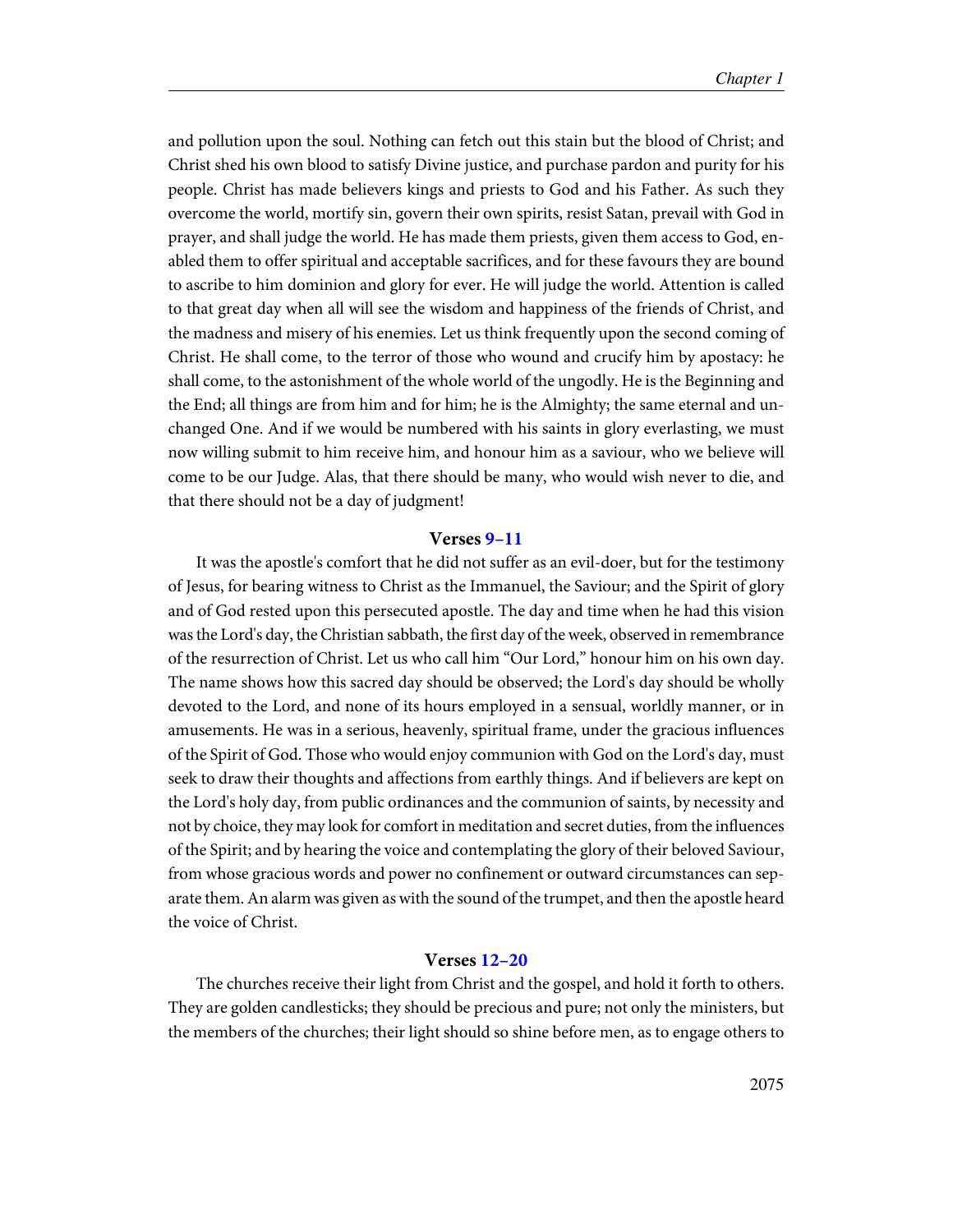and pollution upon the soul. Nothing can fetch out this stain but the blood of Christ; and Christ shed his own blood to satisfy Divine justice, and purchase pardon and purity for his people. Christ has made believers kings and priests to God and his Father. As such they overcome the world, mortify sin, govern their own spirits, resist Satan, prevail with God in prayer, and shall judge the world. He has made them priests, given them access to God, enabled them to offer spiritual and acceptable sacrifices, and for these favours they are bound to ascribe to him dominion and glory for ever. He will judge the world. Attention is called to that great day when all will see the wisdom and happiness of the friends of Christ, and the madness and misery of his enemies. Let us think frequently upon the second coming of Christ. He shall come, to the terror of those who wound and crucify him by apostacy: he shall come, to the astonishment of the whole world of the ungodly. He is the Beginning and the End; all things are from him and for him; he is the Almighty; the same eternal and unchanged One. And if we would be numbered with his saints in glory everlasting, we must now willing submit to him receive him, and honour him as a saviour, who we believe will come to be our Judge. Alas, that there should be many, who would wish never to die, and that there should not be a day of judgment!

### Verses 9–11

It was the apostle's comfort that he did not suffer as an evil-doer, but for the testimony of Jesus, for bearing witness to Christ as the Immanuel, the Saviour; and the Spirit of glory and of God rested upon this persecuted apostle. The day and time when he had this vision was the Lord's day, the Christian sabbath, the first day of the week, observed in remembrance of the resurrection of Christ. Let us who call him "Our Lord," honour him on his own day. The name shows how this sacred day should be observed; the Lord's day should be wholly devoted to the Lord, and none of its hours employed in a sensual, worldly manner, or in amusements. He was in a serious, heavenly, spiritual frame, under the gracious influences of the Spirit of God. Those who would enjoy communion with God on the Lord's day, must seek to draw their thoughts and affections from earthly things. And if believers are kept on the Lord's holy day, from public ordinances and the communion of saints, by necessity and not by choice, they may look for comfort in meditation and secret duties, from the influences of the Spirit; and by hearing the voice and contemplating the glory of their beloved Saviour, from whose gracious words and power no confinement or outward circumstances can separate them. An alarm was given as with the sound of the trumpet, and then the apostle heard the voice of Christ.

### Verses 12–20

The churches receive their light from Christ and the gospel, and hold it forth to others. They are golden candlesticks; they should be precious and pure; not only the ministers, but the members of the churches; their light should so shine before men, as to engage others to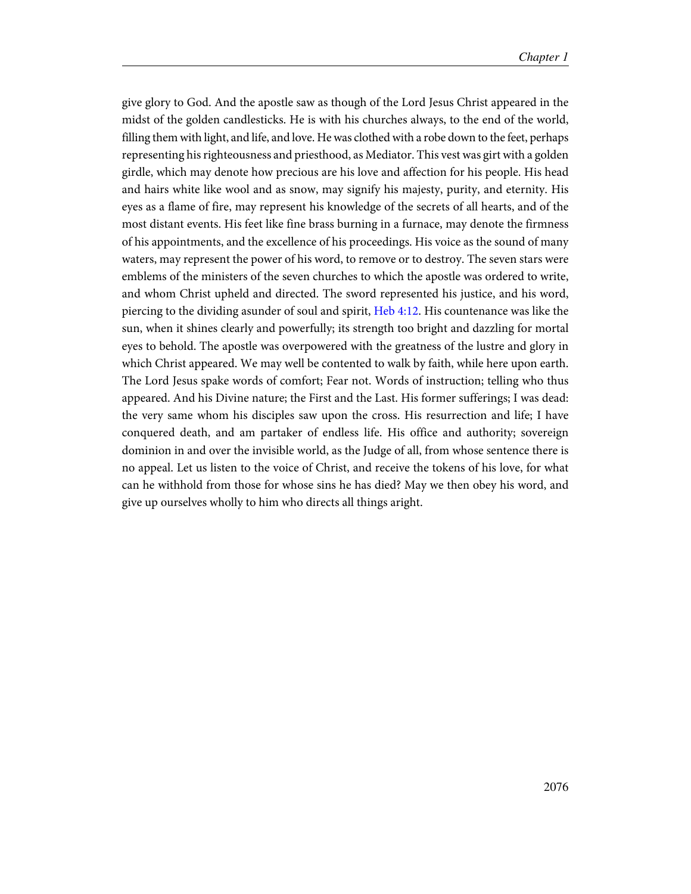give glory to God. And the apostle saw as though of the Lord Jesus Christ appeared in the midst of the golden candlesticks. He is with his churches always, to the end of the world, filling them with light, and life, and love. He was clothed with a robe down to the feet, perhaps representing his righteousness and priesthood, as Mediator. This vest was girt with a golden girdle, which may denote how precious are his love and affection for his people. His head and hairs white like wool and as snow, may signify his majesty, purity, and eternity. His eyes as a flame of fire, may represent his knowledge of the secrets of all hearts, and of the most distant events. His feet like fine brass burning in a furnace, may denote the firmness of his appointments, and the excellence of his proceedings. His voice as the sound of many waters, may represent the power of his word, to remove or to destroy. The seven stars were emblems of the ministers of the seven churches to which the apostle was ordered to write, and whom Christ upheld and directed. The sword represented his justice, and his word, piercing to the dividing asunder of soul and spirit, Heb 4:12. His countenance was like the sun, when it shines clearly and powerfully; its strength too bright and dazzling for mortal eyes to behold. The apostle was overpowered with the greatness of the lustre and glory in which Christ appeared. We may well be contented to walk by faith, while here upon earth. The Lord Jesus spake words of comfort; Fear not. Words of instruction; telling who thus appeared. And his Divine nature; the First and the Last. His former sufferings; I was dead: the very same whom his disciples saw upon the cross. His resurrection and life; I have conquered death, and am partaker of endless life. His office and authority; sovereign dominion in and over the invisible world, as the Judge of all, from whose sentence there is no appeal. Let us listen to the voice of Christ, and receive the tokens of his love, for what can he withhold from those for whose sins he has died? May we then obey his word, and give up ourselves wholly to him who directs all things aright.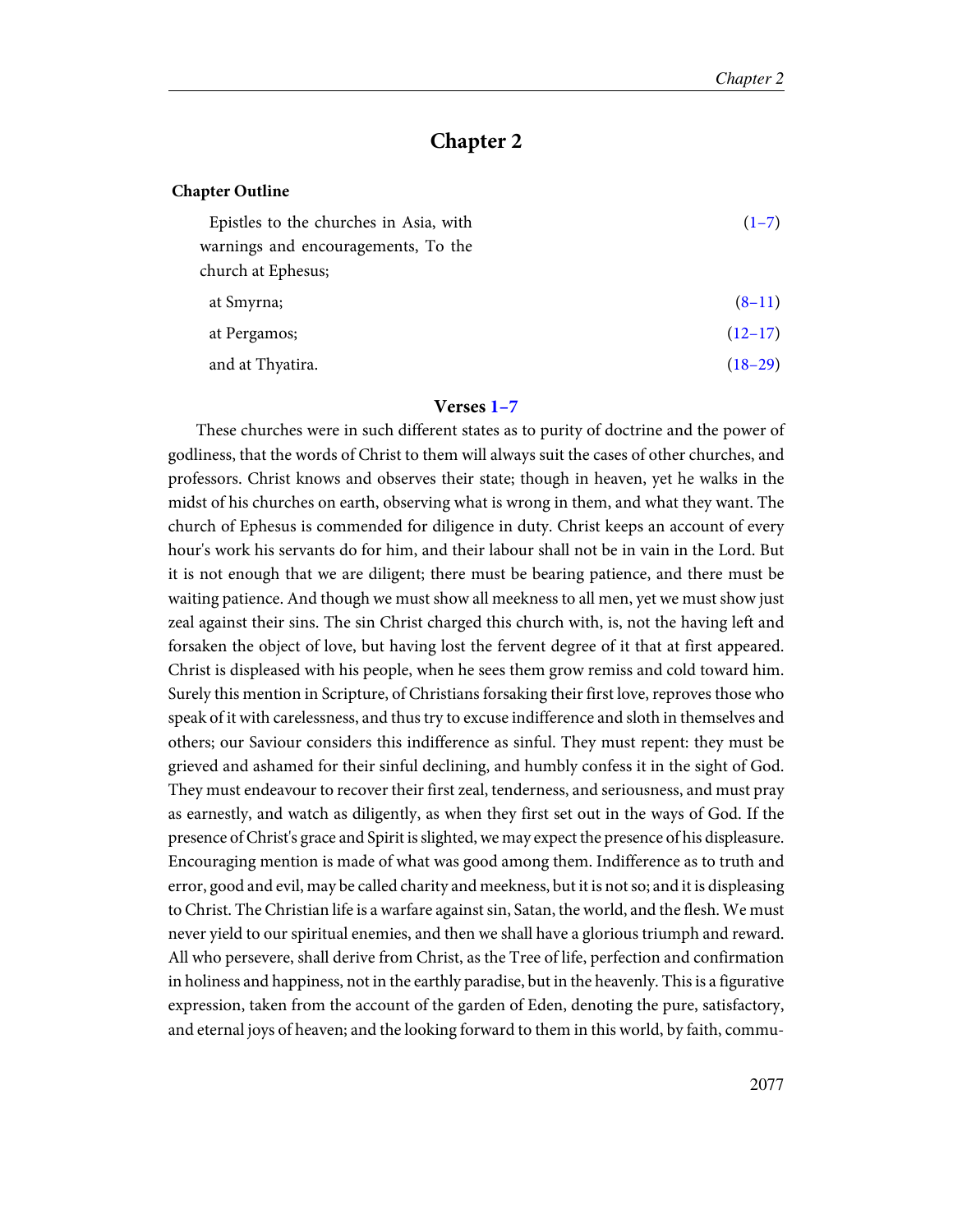# Chapter 2

**Chapter Outline**

| | |
|---|---|
| Epistles to the churches in Asia, with warnings and encouragements, To the church at Ephesus; | (1–7) |
| at Smyrna; | (8–11) |
| at Pergamos; | (12–17) |
| and at Thyatira. | (18–29) |

### Verses 1–7

These churches were in such different states as to purity of doctrine and the power of godliness, that the words of Christ to them will always suit the cases of other churches, and professors. Christ knows and observes their state; though in heaven, yet he walks in the midst of his churches on earth, observing what is wrong in them, and what they want. The church of Ephesus is commended for diligence in duty. Christ keeps an account of every hour's work his servants do for him, and their labour shall not be in vain in the Lord. But it is not enough that we are diligent; there must be bearing patience, and there must be waiting patience. And though we must show all meekness to all men, yet we must show just zeal against their sins. The sin Christ charged this church with, is, not the having left and forsaken the object of love, but having lost the fervent degree of it that at first appeared. Christ is displeased with his people, when he sees them grow remiss and cold toward him. Surely this mention in Scripture, of Christians forsaking their first love, reproves those who speak of it with carelessness, and thus try to excuse indifference and sloth in themselves and others; our Saviour considers this indifference as sinful. They must repent: they must be grieved and ashamed for their sinful declining, and humbly confess it in the sight of God. They must endeavour to recover their first zeal, tenderness, and seriousness, and must pray as earnestly, and watch as diligently, as when they first set out in the ways of God. If the presence of Christ's grace and Spirit is slighted, we may expect the presence of his displeasure. Encouraging mention is made of what was good among them. Indifference as to truth and error, good and evil, may be called charity and meekness, but it is not so; and it is displeasing to Christ. The Christian life is a warfare against sin, Satan, the world, and the flesh. We must never yield to our spiritual enemies, and then we shall have a glorious triumph and reward. All who persevere, shall derive from Christ, as the Tree of life, perfection and confirmation in holiness and happiness, not in the earthly paradise, but in the heavenly. This is a figurative expression, taken from the account of the garden of Eden, denoting the pure, satisfactory, and eternal joys of heaven; and the looking forward to them in this world, by faith, commu-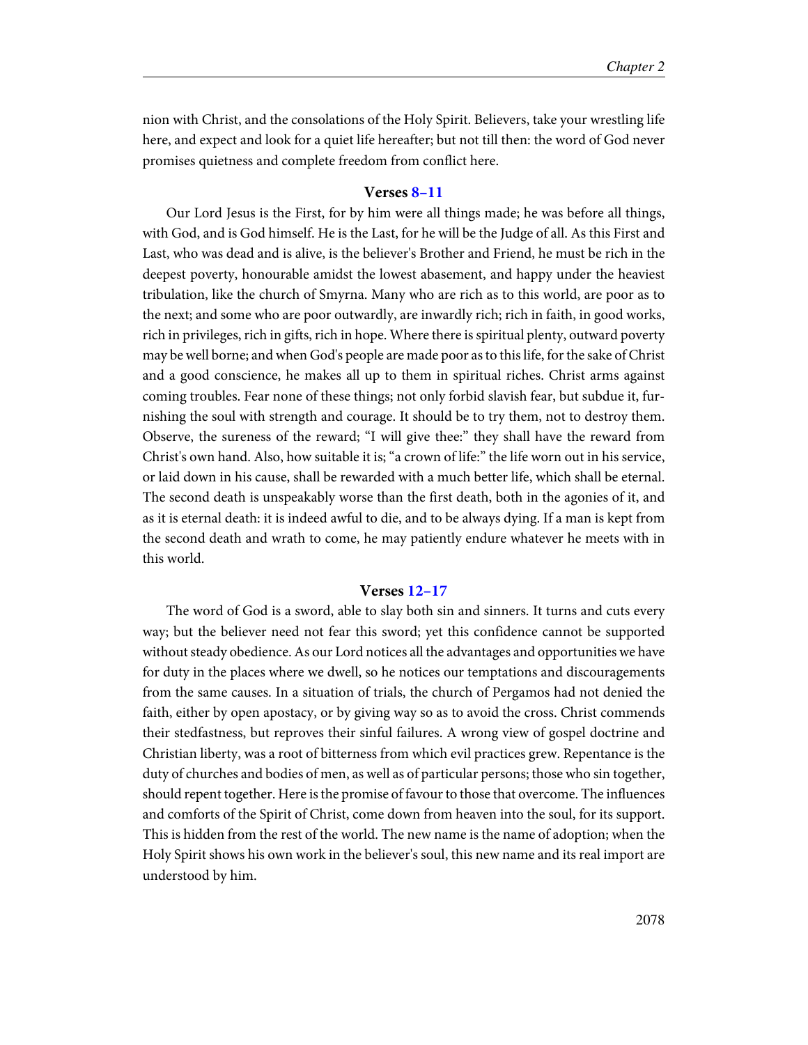nion with Christ, and the consolations of the Holy Spirit. Believers, take your wrestling life here, and expect and look for a quiet life hereafter; but not till then: the word of God never promises quietness and complete freedom from conflict here.

### Verses 8–11

Our Lord Jesus is the First, for by him were all things made; he was before all things, with God, and is God himself. He is the Last, for he will be the Judge of all. As this First and Last, who was dead and is alive, is the believer's Brother and Friend, he must be rich in the deepest poverty, honourable amidst the lowest abasement, and happy under the heaviest tribulation, like the church of Smyrna. Many who are rich as to this world, are poor as to the next; and some who are poor outwardly, are inwardly rich; rich in faith, in good works, rich in privileges, rich in gifts, rich in hope. Where there is spiritual plenty, outward poverty may be well borne; and when God's people are made poor as to this life, for the sake of Christ and a good conscience, he makes all up to them in spiritual riches. Christ arms against coming troubles. Fear none of these things; not only forbid slavish fear, but subdue it, furnishing the soul with strength and courage. It should be to try them, not to destroy them. Observe, the sureness of the reward; "I will give thee:" they shall have the reward from Christ's own hand. Also, how suitable it is; "a crown of life:" the life worn out in his service, or laid down in his cause, shall be rewarded with a much better life, which shall be eternal. The second death is unspeakably worse than the first death, both in the agonies of it, and as it is eternal death: it is indeed awful to die, and to be always dying. If a man is kept from the second death and wrath to come, he may patiently endure whatever he meets with in this world.

### Verses 12–17

The word of God is a sword, able to slay both sin and sinners. It turns and cuts every way; but the believer need not fear this sword; yet this confidence cannot be supported without steady obedience. As our Lord notices all the advantages and opportunities we have for duty in the places where we dwell, so he notices our temptations and discouragements from the same causes. In a situation of trials, the church of Pergamos had not denied the faith, either by open apostacy, or by giving way so as to avoid the cross. Christ commends their stedfastness, but reproves their sinful failures. A wrong view of gospel doctrine and Christian liberty, was a root of bitterness from which evil practices grew. Repentance is the duty of churches and bodies of men, as well as of particular persons; those who sin together, should repent together. Here is the promise of favour to those that overcome. The influences and comforts of the Spirit of Christ, come down from heaven into the soul, for its support. This is hidden from the rest of the world. The new name is the name of adoption; when the Holy Spirit shows his own work in the believer's soul, this new name and its real import are understood by him.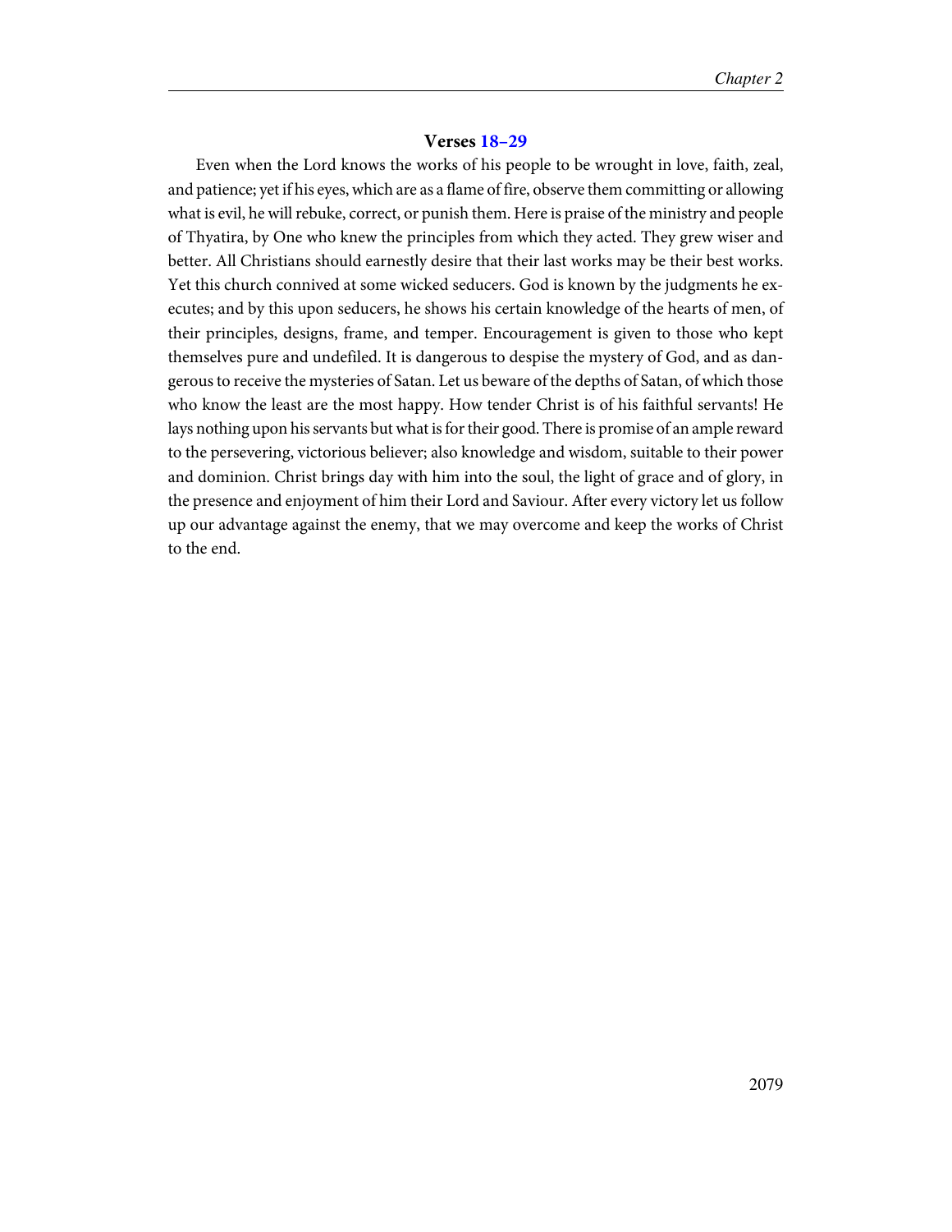### Verses 18–29

Even when the Lord knows the works of his people to be wrought in love, faith, zeal, and patience; yet if his eyes, which are as a flame of fire, observe them committing or allowing what is evil, he will rebuke, correct, or punish them. Here is praise of the ministry and people of Thyatira, by One who knew the principles from which they acted. They grew wiser and better. All Christians should earnestly desire that their last works may be their best works. Yet this church connived at some wicked seducers. God is known by the judgments he executes; and by this upon seducers, he shows his certain knowledge of the hearts of men, of their principles, designs, frame, and temper. Encouragement is given to those who kept themselves pure and undefiled. It is dangerous to despise the mystery of God, and as dangerous to receive the mysteries of Satan. Let us beware of the depths of Satan, of which those who know the least are the most happy. How tender Christ is of his faithful servants! He lays nothing upon his servants but what is for their good. There is promise of an ample reward to the persevering, victorious believer; also knowledge and wisdom, suitable to their power and dominion. Christ brings day with him into the soul, the light of grace and of glory, in the presence and enjoyment of him their Lord and Saviour. After every victory let us follow up our advantage against the enemy, that we may overcome and keep the works of Christ to the end.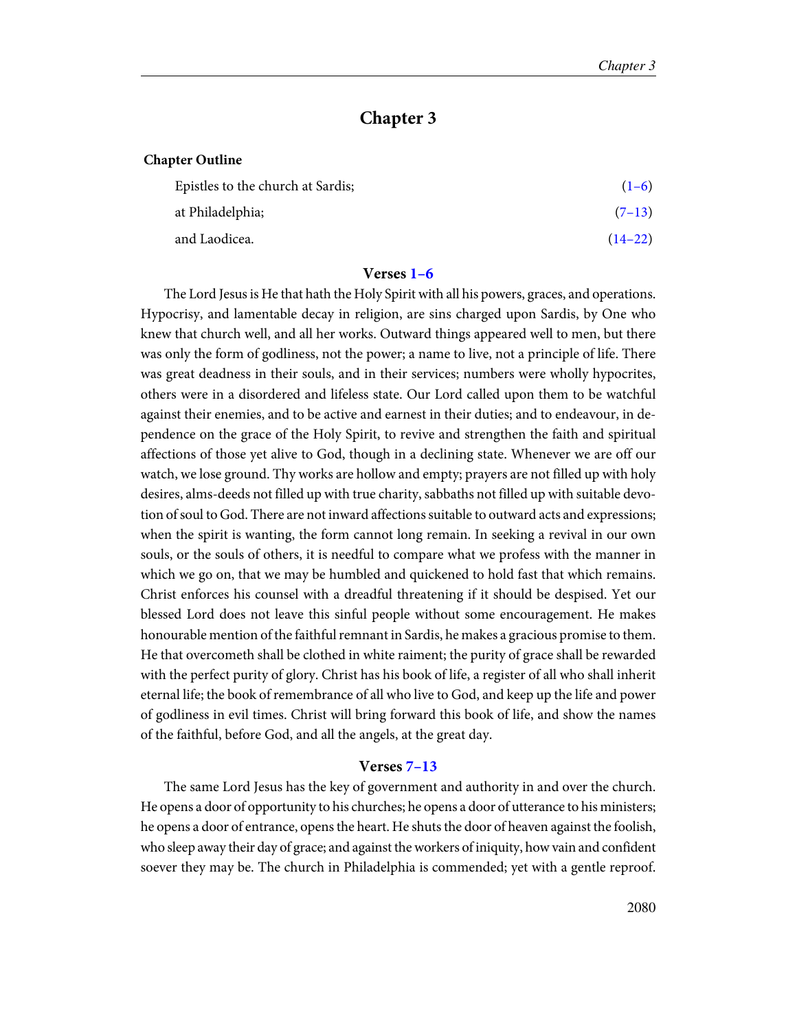## Chapter 3

**Chapter Outline**

| | |
|---|---|
| Epistles to the church at Sardis; | (1–6) |
| at Philadelphia; | (7–13) |
| and Laodicea. | (14–22) |

### Verses 1–6

The Lord Jesus is He that hath the Holy Spirit with all his powers, graces, and operations. Hypocrisy, and lamentable decay in religion, are sins charged upon Sardis, by One who knew that church well, and all her works. Outward things appeared well to men, but there was only the form of godliness, not the power; a name to live, not a principle of life. There was great deadness in their souls, and in their services; numbers were wholly hypocrites, others were in a disordered and lifeless state. Our Lord called upon them to be watchful against their enemies, and to be active and earnest in their duties; and to endeavour, in dependence on the grace of the Holy Spirit, to revive and strengthen the faith and spiritual affections of those yet alive to God, though in a declining state. Whenever we are off our watch, we lose ground. Thy works are hollow and empty; prayers are not filled up with holy desires, alms-deeds not filled up with true charity, sabbaths not filled up with suitable devotion of soul to God. There are not inward affections suitable to outward acts and expressions; when the spirit is wanting, the form cannot long remain. In seeking a revival in our own souls, or the souls of others, it is needful to compare what we profess with the manner in which we go on, that we may be humbled and quickened to hold fast that which remains. Christ enforces his counsel with a dreadful threatening if it should be despised. Yet our blessed Lord does not leave this sinful people without some encouragement. He makes honourable mention of the faithful remnant in Sardis, he makes a gracious promise to them. He that overcometh shall be clothed in white raiment; the purity of grace shall be rewarded with the perfect purity of glory. Christ has his book of life, a register of all who shall inherit eternal life; the book of remembrance of all who live to God, and keep up the life and power of godliness in evil times. Christ will bring forward this book of life, and show the names of the faithful, before God, and all the angels, at the great day.

### Verses 7–13

The same Lord Jesus has the key of government and authority in and over the church. He opens a door of opportunity to his churches; he opens a door of utterance to his ministers; he opens a door of entrance, opens the heart. He shuts the door of heaven against the foolish, who sleep away their day of grace; and against the workers of iniquity, how vain and confident soever they may be. The church in Philadelphia is commended; yet with a gentle reproof.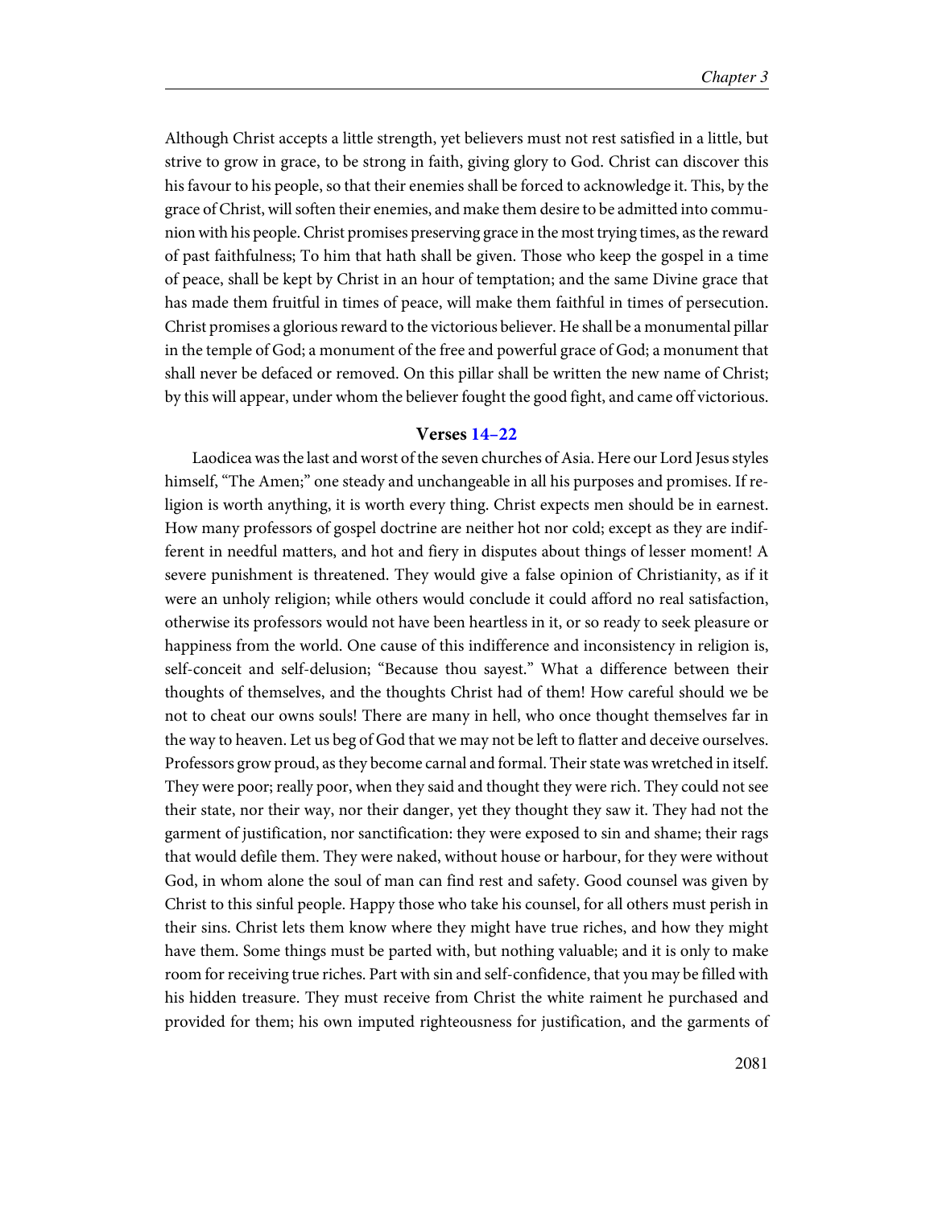Although Christ accepts a little strength, yet believers must not rest satisfied in a little, but strive to grow in grace, to be strong in faith, giving glory to God. Christ can discover this his favour to his people, so that their enemies shall be forced to acknowledge it. This, by the grace of Christ, will soften their enemies, and make them desire to be admitted into communion with his people. Christ promises preserving grace in the most trying times, as the reward of past faithfulness; To him that hath shall be given. Those who keep the gospel in a time of peace, shall be kept by Christ in an hour of temptation; and the same Divine grace that has made them fruitful in times of peace, will make them faithful in times of persecution. Christ promises a glorious reward to the victorious believer. He shall be a monumental pillar in the temple of God; a monument of the free and powerful grace of God; a monument that shall never be defaced or removed. On this pillar shall be written the new name of Christ; by this will appear, under whom the believer fought the good fight, and came off victorious.

### Verses 14–22

Laodicea was the last and worst of the seven churches of Asia. Here our Lord Jesus styles himself, "The Amen;" one steady and unchangeable in all his purposes and promises. If religion is worth anything, it is worth every thing. Christ expects men should be in earnest. How many professors of gospel doctrine are neither hot nor cold; except as they are indifferent in needful matters, and hot and fiery in disputes about things of lesser moment! A severe punishment is threatened. They would give a false opinion of Christianity, as if it were an unholy religion; while others would conclude it could afford no real satisfaction, otherwise its professors would not have been heartless in it, or so ready to seek pleasure or happiness from the world. One cause of this indifference and inconsistency in religion is, self-conceit and self-delusion; "Because thou sayest." What a difference between their thoughts of themselves, and the thoughts Christ had of them! How careful should we be not to cheat our owns souls! There are many in hell, who once thought themselves far in the way to heaven. Let us beg of God that we may not be left to flatter and deceive ourselves. Professors grow proud, as they become carnal and formal. Their state was wretched in itself. They were poor; really poor, when they said and thought they were rich. They could not see their state, nor their way, nor their danger, yet they thought they saw it. They had not the garment of justification, nor sanctification: they were exposed to sin and shame; their rags that would defile them. They were naked, without house or harbour, for they were without God, in whom alone the soul of man can find rest and safety. Good counsel was given by Christ to this sinful people. Happy those who take his counsel, for all others must perish in their sins. Christ lets them know where they might have true riches, and how they might have them. Some things must be parted with, but nothing valuable; and it is only to make room for receiving true riches. Part with sin and self-confidence, that you may be filled with his hidden treasure. They must receive from Christ the white raiment he purchased and provided for them; his own imputed righteousness for justification, and the garments of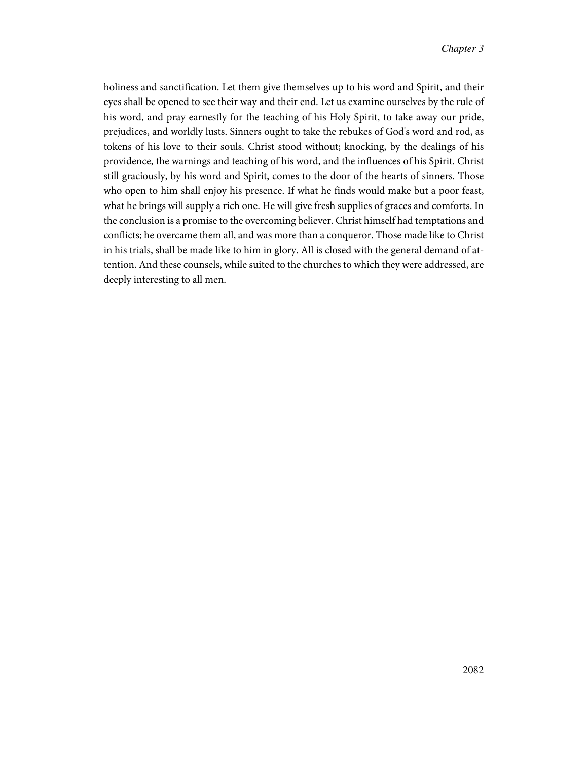holiness and sanctification. Let them give themselves up to his word and Spirit, and their eyes shall be opened to see their way and their end. Let us examine ourselves by the rule of his word, and pray earnestly for the teaching of his Holy Spirit, to take away our pride, prejudices, and worldly lusts. Sinners ought to take the rebukes of God's word and rod, as tokens of his love to their souls. Christ stood without; knocking, by the dealings of his providence, the warnings and teaching of his word, and the influences of his Spirit. Christ still graciously, by his word and Spirit, comes to the door of the hearts of sinners. Those who open to him shall enjoy his presence. If what he finds would make but a poor feast, what he brings will supply a rich one. He will give fresh supplies of graces and comforts. In the conclusion is a promise to the overcoming believer. Christ himself had temptations and conflicts; he overcame them all, and was more than a conqueror. Those made like to Christ in his trials, shall be made like to him in glory. All is closed with the general demand of attention. And these counsels, while suited to the churches to which they were addressed, are deeply interesting to all men.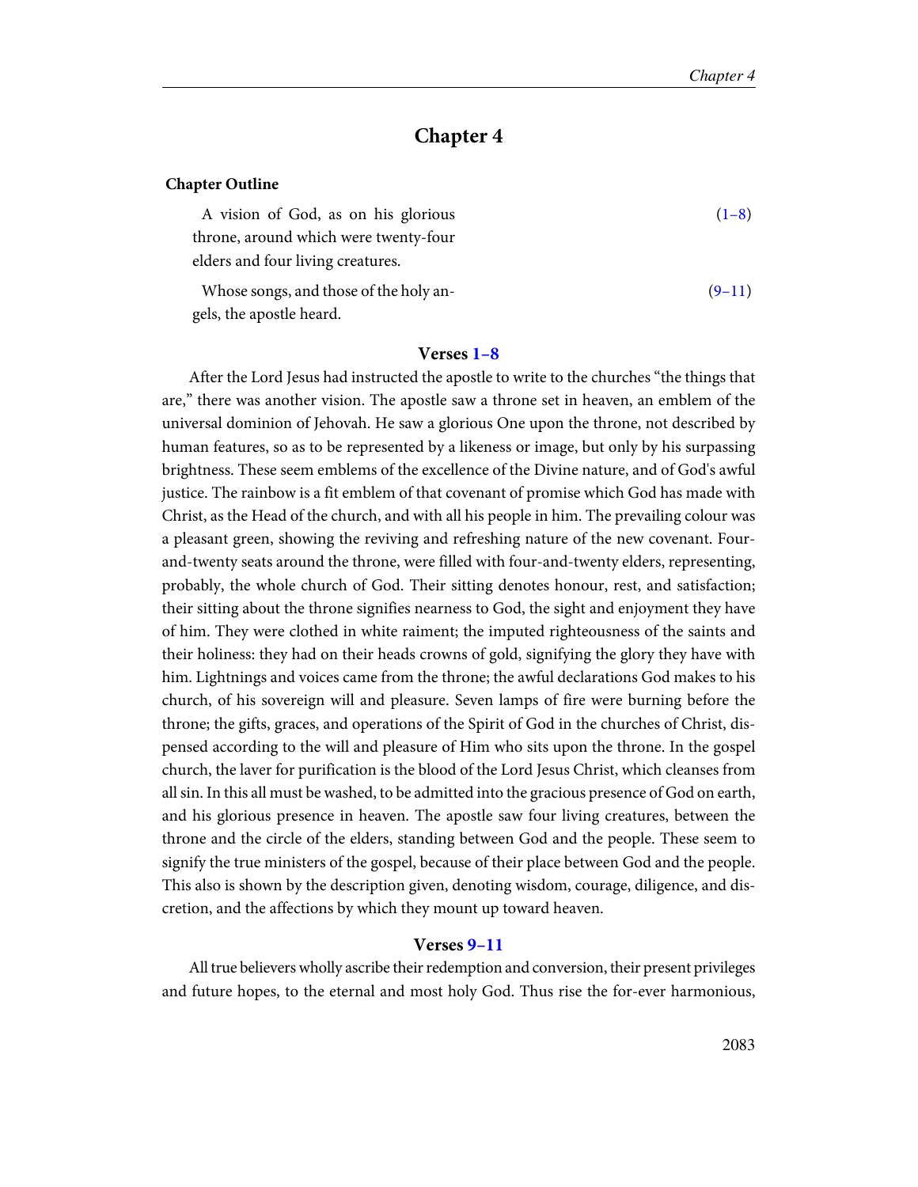# Chapter 4

**Chapter Outline**

| | |
|---|---|
| A vision of God, as on his glorious throne, around which were twenty-four elders and four living creatures. | (1–8) |
| Whose songs, and those of the holy angels, the apostle heard. | (9–11) |

### Verses 1–8

After the Lord Jesus had instructed the apostle to write to the churches "the things that are," there was another vision. The apostle saw a throne set in heaven, an emblem of the universal dominion of Jehovah. He saw a glorious One upon the throne, not described by human features, so as to be represented by a likeness or image, but only by his surpassing brightness. These seem emblems of the excellence of the Divine nature, and of God's awful justice. The rainbow is a fit emblem of that covenant of promise which God has made with Christ, as the Head of the church, and with all his people in him. The prevailing colour was a pleasant green, showing the reviving and refreshing nature of the new covenant. Four-and-twenty seats around the throne, were filled with four-and-twenty elders, representing, probably, the whole church of God. Their sitting denotes honour, rest, and satisfaction; their sitting about the throne signifies nearness to God, the sight and enjoyment they have of him. They were clothed in white raiment; the imputed righteousness of the saints and their holiness: they had on their heads crowns of gold, signifying the glory they have with him. Lightnings and voices came from the throne; the awful declarations God makes to his church, of his sovereign will and pleasure. Seven lamps of fire were burning before the throne; the gifts, graces, and operations of the Spirit of God in the churches of Christ, dispensed according to the will and pleasure of Him who sits upon the throne. In the gospel church, the laver for purification is the blood of the Lord Jesus Christ, which cleanses from all sin. In this all must be washed, to be admitted into the gracious presence of God on earth, and his glorious presence in heaven. The apostle saw four living creatures, between the throne and the circle of the elders, standing between God and the people. These seem to signify the true ministers of the gospel, because of their place between God and the people. This also is shown by the description given, denoting wisdom, courage, diligence, and discretion, and the affections by which they mount up toward heaven.

### Verses 9–11

All true believers wholly ascribe their redemption and conversion, their present privileges and future hopes, to the eternal and most holy God. Thus rise the for-ever harmonious,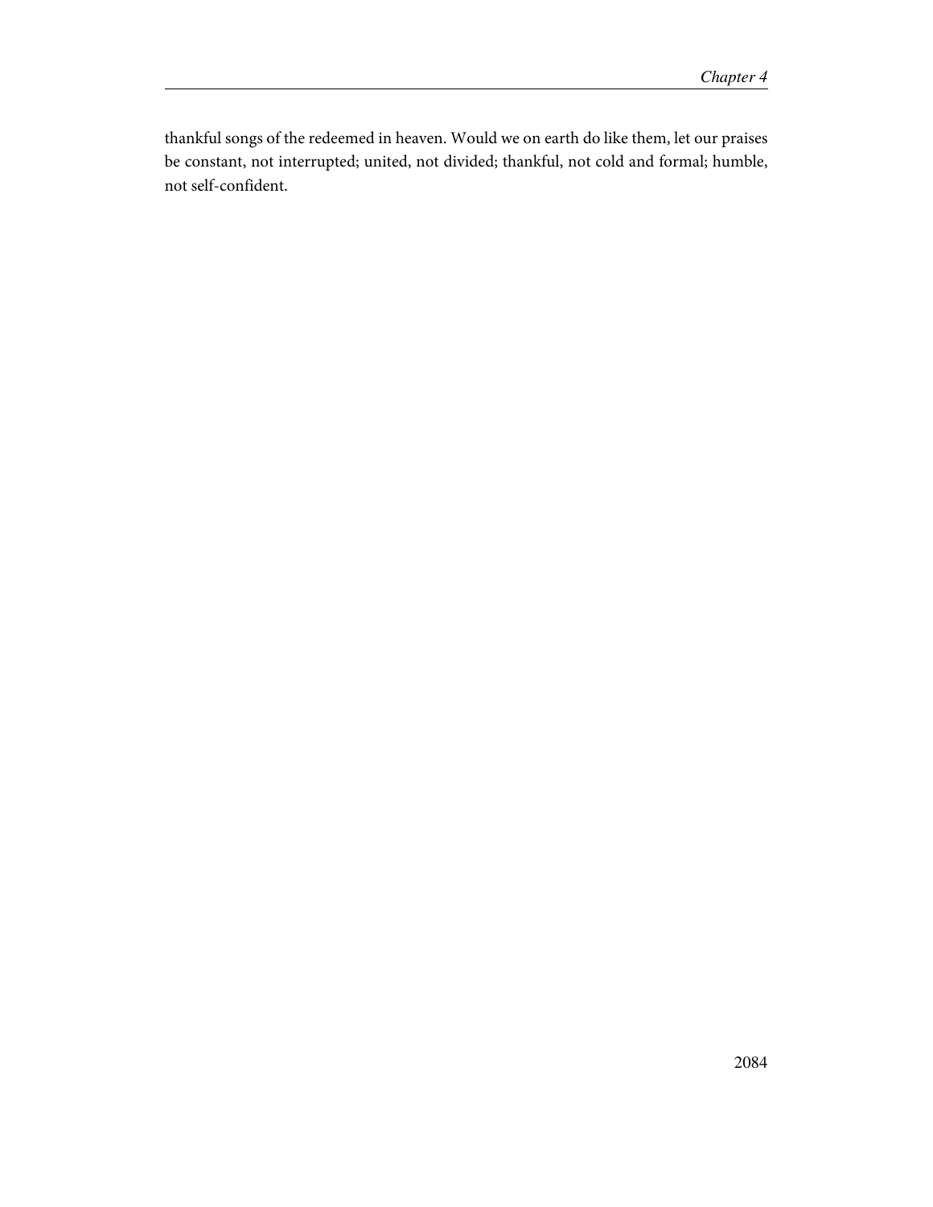thankful songs of the redeemed in heaven. Would we on earth do like them, let our praises be constant, not interrupted; united, not divided; thankful, not cold and formal; humble, not self-confident.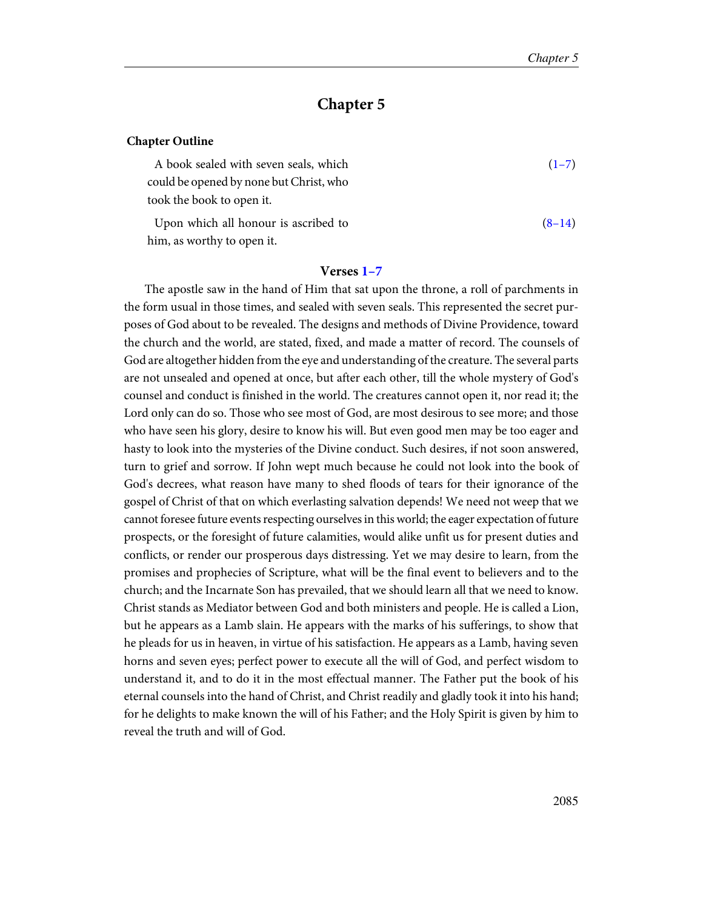## Chapter 5

**Chapter Outline**

| | |
|---|---|
| A book sealed with seven seals, which could be opened by none but Christ, who took the book to open it. | (1–7) |
| Upon which all honour is ascribed to him, as worthy to open it. | (8–14) |

### Verses 1–7

The apostle saw in the hand of Him that sat upon the throne, a roll of parchments in the form usual in those times, and sealed with seven seals. This represented the secret purposes of God about to be revealed. The designs and methods of Divine Providence, toward the church and the world, are stated, fixed, and made a matter of record. The counsels of God are altogether hidden from the eye and understanding of the creature. The several parts are not unsealed and opened at once, but after each other, till the whole mystery of God's counsel and conduct is finished in the world. The creatures cannot open it, nor read it; the Lord only can do so. Those who see most of God, are most desirous to see more; and those who have seen his glory, desire to know his will. But even good men may be too eager and hasty to look into the mysteries of the Divine conduct. Such desires, if not soon answered, turn to grief and sorrow. If John wept much because he could not look into the book of God's decrees, what reason have many to shed floods of tears for their ignorance of the gospel of Christ of that on which everlasting salvation depends! We need not weep that we cannot foresee future events respecting ourselves in this world; the eager expectation of future prospects, or the foresight of future calamities, would alike unfit us for present duties and conflicts, or render our prosperous days distressing. Yet we may desire to learn, from the promises and prophecies of Scripture, what will be the final event to believers and to the church; and the Incarnate Son has prevailed, that we should learn all that we need to know. Christ stands as Mediator between God and both ministers and people. He is called a Lion, but he appears as a Lamb slain. He appears with the marks of his sufferings, to show that he pleads for us in heaven, in virtue of his satisfaction. He appears as a Lamb, having seven horns and seven eyes; perfect power to execute all the will of God, and perfect wisdom to understand it, and to do it in the most effectual manner. The Father put the book of his eternal counsels into the hand of Christ, and Christ readily and gladly took it into his hand; for he delights to make known the will of his Father; and the Holy Spirit is given by him to reveal the truth and will of God.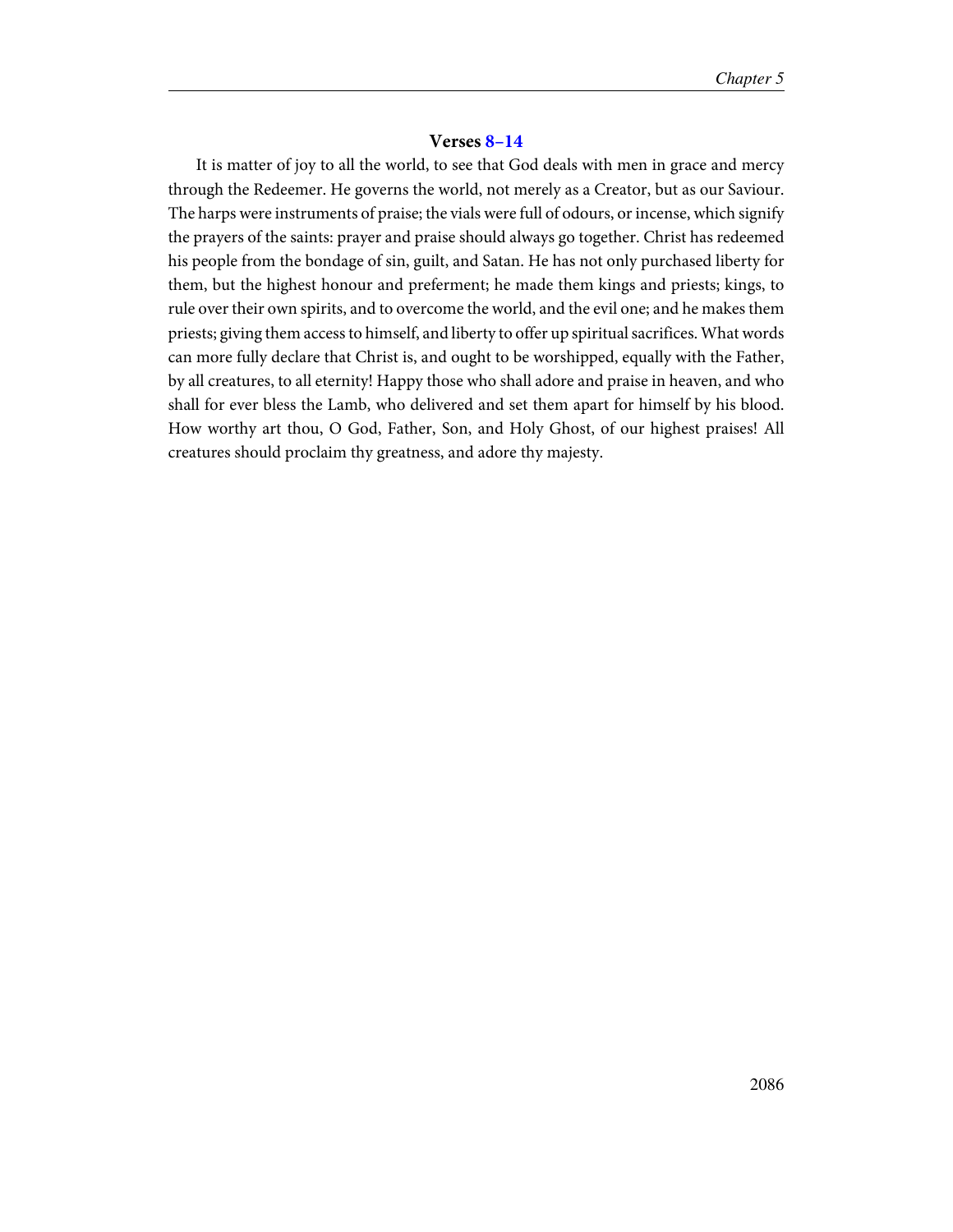### Verses 8–14

It is matter of joy to all the world, to see that God deals with men in grace and mercy through the Redeemer. He governs the world, not merely as a Creator, but as our Saviour. The harps were instruments of praise; the vials were full of odours, or incense, which signify the prayers of the saints: prayer and praise should always go together. Christ has redeemed his people from the bondage of sin, guilt, and Satan. He has not only purchased liberty for them, but the highest honour and preferment; he made them kings and priests; kings, to rule over their own spirits, and to overcome the world, and the evil one; and he makes them priests; giving them access to himself, and liberty to offer up spiritual sacrifices. What words can more fully declare that Christ is, and ought to be worshipped, equally with the Father, by all creatures, to all eternity! Happy those who shall adore and praise in heaven, and who shall for ever bless the Lamb, who delivered and set them apart for himself by his blood. How worthy art thou, O God, Father, Son, and Holy Ghost, of our highest praises! All creatures should proclaim thy greatness, and adore thy majesty.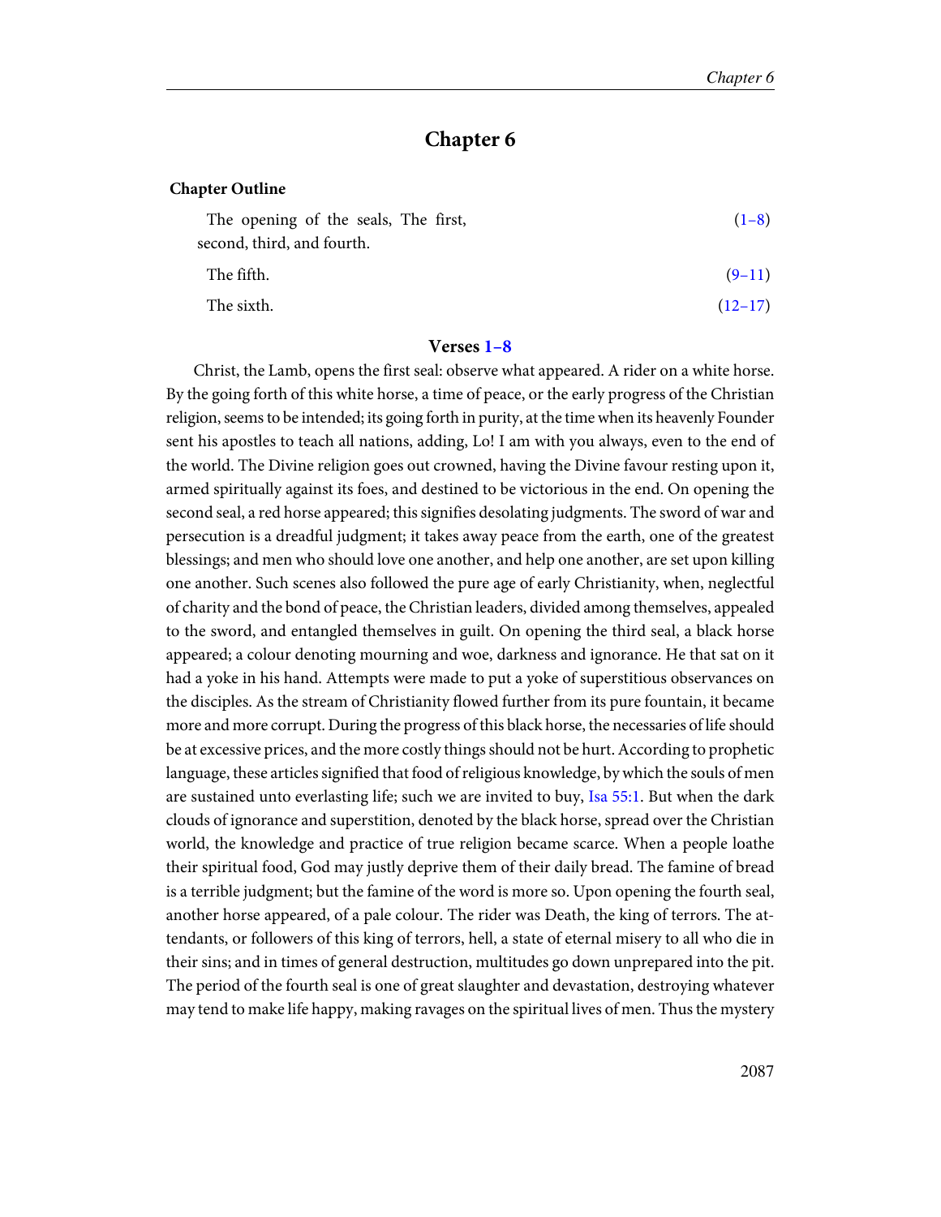# Chapter 6

**Chapter Outline**

| | |
|---|---|
| The opening of the seals, The first, second, third, and fourth. | (1–8) |
| The fifth. | (9–11) |
| The sixth. | (12–17) |

### Verses 1–8

Christ, the Lamb, opens the first seal: observe what appeared. A rider on a white horse. By the going forth of this white horse, a time of peace, or the early progress of the Christian religion, seems to be intended; its going forth in purity, at the time when its heavenly Founder sent his apostles to teach all nations, adding, Lo! I am with you always, even to the end of the world. The Divine religion goes out crowned, having the Divine favour resting upon it, armed spiritually against its foes, and destined to be victorious in the end. On opening the second seal, a red horse appeared; this signifies desolating judgments. The sword of war and persecution is a dreadful judgment; it takes away peace from the earth, one of the greatest blessings; and men who should love one another, and help one another, are set upon killing one another. Such scenes also followed the pure age of early Christianity, when, neglectful of charity and the bond of peace, the Christian leaders, divided among themselves, appealed to the sword, and entangled themselves in guilt. On opening the third seal, a black horse appeared; a colour denoting mourning and woe, darkness and ignorance. He that sat on it had a yoke in his hand. Attempts were made to put a yoke of superstitious observances on the disciples. As the stream of Christianity flowed further from its pure fountain, it became more and more corrupt. During the progress of this black horse, the necessaries of life should be at excessive prices, and the more costly things should not be hurt. According to prophetic language, these articles signified that food of religious knowledge, by which the souls of men are sustained unto everlasting life; such we are invited to buy, Isa 55:1. But when the dark clouds of ignorance and superstition, denoted by the black horse, spread over the Christian world, the knowledge and practice of true religion became scarce. When a people loathe their spiritual food, God may justly deprive them of their daily bread. The famine of bread is a terrible judgment; but the famine of the word is more so. Upon opening the fourth seal, another horse appeared, of a pale colour. The rider was Death, the king of terrors. The attendants, or followers of this king of terrors, hell, a state of eternal misery to all who die in their sins; and in times of general destruction, multitudes go down unprepared into the pit. The period of the fourth seal is one of great slaughter and devastation, destroying whatever may tend to make life happy, making ravages on the spiritual lives of men. Thus the mystery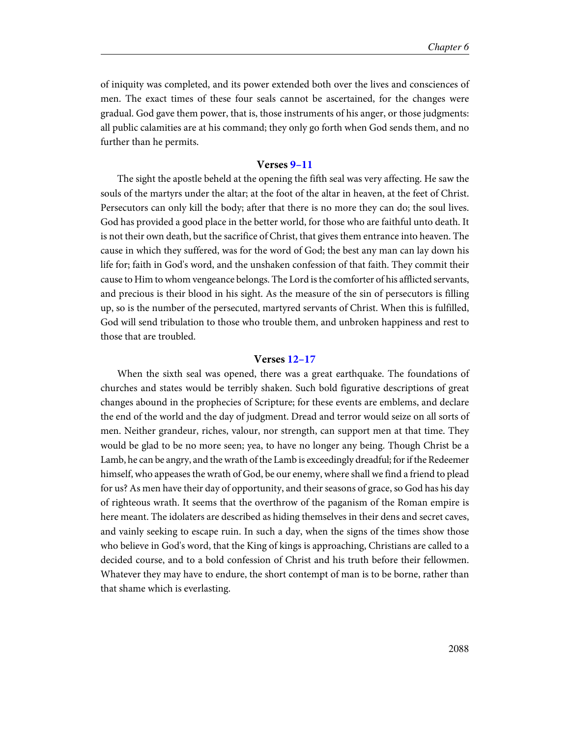of iniquity was completed, and its power extended both over the lives and consciences of men. The exact times of these four seals cannot be ascertained, for the changes were gradual. God gave them power, that is, those instruments of his anger, or those judgments: all public calamities are at his command; they only go forth when God sends them, and no further than he permits.

### Verses 9–11

The sight the apostle beheld at the opening the fifth seal was very affecting. He saw the souls of the martyrs under the altar; at the foot of the altar in heaven, at the feet of Christ. Persecutors can only kill the body; after that there is no more they can do; the soul lives. God has provided a good place in the better world, for those who are faithful unto death. It is not their own death, but the sacrifice of Christ, that gives them entrance into heaven. The cause in which they suffered, was for the word of God; the best any man can lay down his life for; faith in God's word, and the unshaken confession of that faith. They commit their cause to Him to whom vengeance belongs. The Lord is the comforter of his afflicted servants, and precious is their blood in his sight. As the measure of the sin of persecutors is filling up, so is the number of the persecuted, martyred servants of Christ. When this is fulfilled, God will send tribulation to those who trouble them, and unbroken happiness and rest to those that are troubled.

### Verses 12–17

When the sixth seal was opened, there was a great earthquake. The foundations of churches and states would be terribly shaken. Such bold figurative descriptions of great changes abound in the prophecies of Scripture; for these events are emblems, and declare the end of the world and the day of judgment. Dread and terror would seize on all sorts of men. Neither grandeur, riches, valour, nor strength, can support men at that time. They would be glad to be no more seen; yea, to have no longer any being. Though Christ be a Lamb, he can be angry, and the wrath of the Lamb is exceedingly dreadful; for if the Redeemer himself, who appeases the wrath of God, be our enemy, where shall we find a friend to plead for us? As men have their day of opportunity, and their seasons of grace, so God has his day of righteous wrath. It seems that the overthrow of the paganism of the Roman empire is here meant. The idolaters are described as hiding themselves in their dens and secret caves, and vainly seeking to escape ruin. In such a day, when the signs of the times show those who believe in God's word, that the King of kings is approaching, Christians are called to a decided course, and to a bold confession of Christ and his truth before their fellowmen. Whatever they may have to endure, the short contempt of man is to be borne, rather than that shame which is everlasting.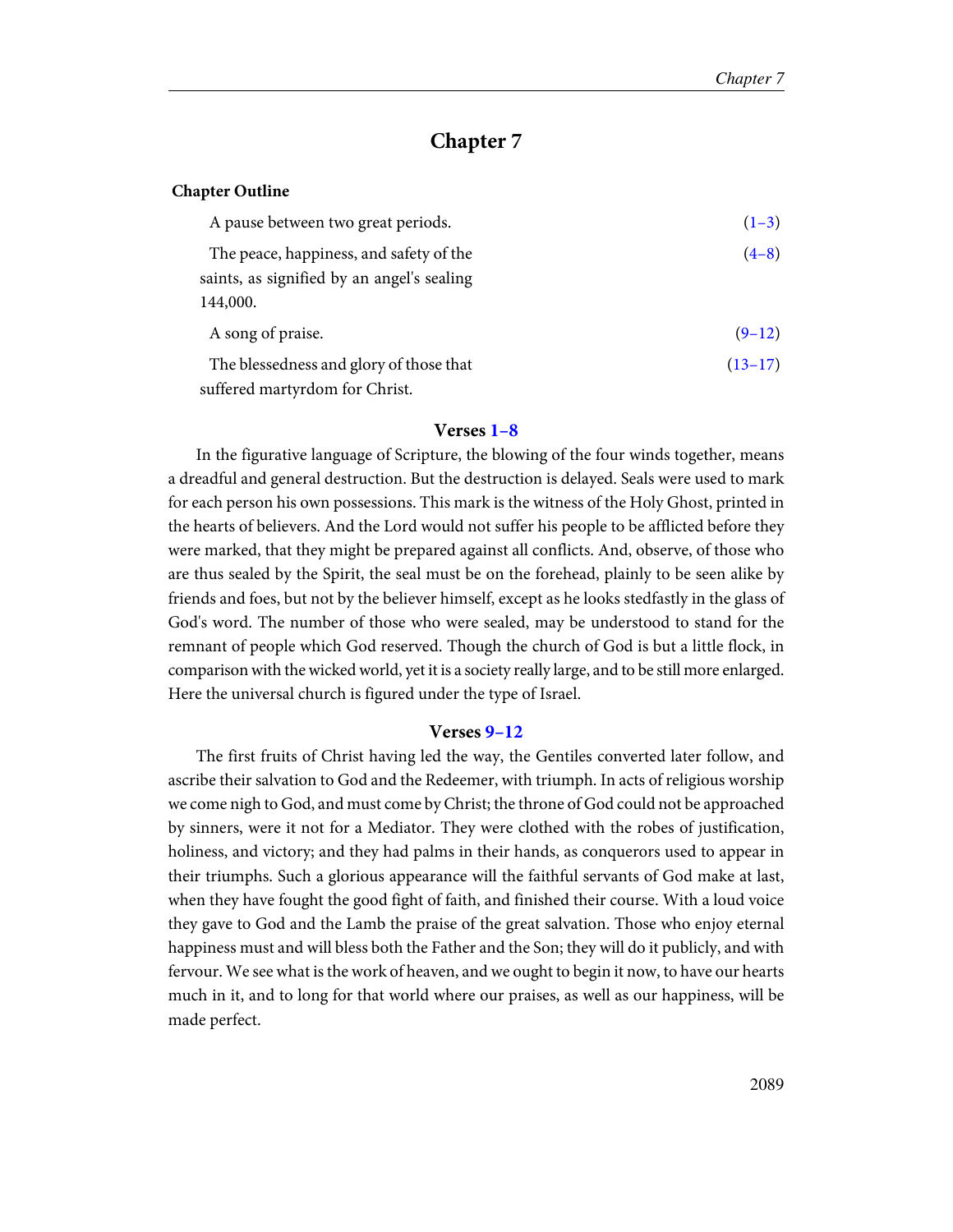# Chapter 7

**Chapter Outline**

| | |
|---|---|
| A pause between two great periods. | (1–3) |
| The peace, happiness, and safety of the saints, as signified by an angel's sealing 144,000. | (4–8) |
| A song of praise. | (9–12) |
| The blessedness and glory of those that suffered martyrdom for Christ. | (13–17) |

### Verses 1–8

In the figurative language of Scripture, the blowing of the four winds together, means a dreadful and general destruction. But the destruction is delayed. Seals were used to mark for each person his own possessions. This mark is the witness of the Holy Ghost, printed in the hearts of believers. And the Lord would not suffer his people to be afflicted before they were marked, that they might be prepared against all conflicts. And, observe, of those who are thus sealed by the Spirit, the seal must be on the forehead, plainly to be seen alike by friends and foes, but not by the believer himself, except as he looks stedfastly in the glass of God's word. The number of those who were sealed, may be understood to stand for the remnant of people which God reserved. Though the church of God is but a little flock, in comparison with the wicked world, yet it is a society really large, and to be still more enlarged. Here the universal church is figured under the type of Israel.

### Verses 9–12

The first fruits of Christ having led the way, the Gentiles converted later follow, and ascribe their salvation to God and the Redeemer, with triumph. In acts of religious worship we come nigh to God, and must come by Christ; the throne of God could not be approached by sinners, were it not for a Mediator. They were clothed with the robes of justification, holiness, and victory; and they had palms in their hands, as conquerors used to appear in their triumphs. Such a glorious appearance will the faithful servants of God make at last, when they have fought the good fight of faith, and finished their course. With a loud voice they gave to God and the Lamb the praise of the great salvation. Those who enjoy eternal happiness must and will bless both the Father and the Son; they will do it publicly, and with fervour. We see what is the work of heaven, and we ought to begin it now, to have our hearts much in it, and to long for that world where our praises, as well as our happiness, will be made perfect.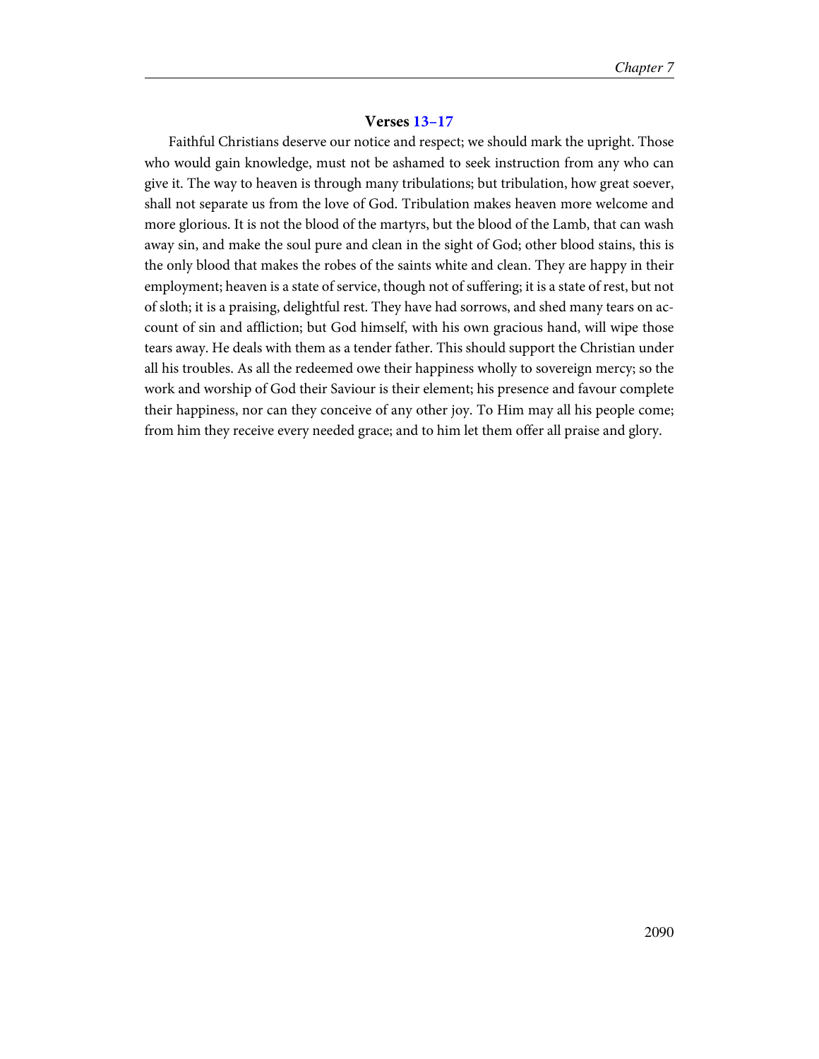### Verses 13–17

Faithful Christians deserve our notice and respect; we should mark the upright. Those who would gain knowledge, must not be ashamed to seek instruction from any who can give it. The way to heaven is through many tribulations; but tribulation, how great soever, shall not separate us from the love of God. Tribulation makes heaven more welcome and more glorious. It is not the blood of the martyrs, but the blood of the Lamb, that can wash away sin, and make the soul pure and clean in the sight of God; other blood stains, this is the only blood that makes the robes of the saints white and clean. They are happy in their employment; heaven is a state of service, though not of suffering; it is a state of rest, but not of sloth; it is a praising, delightful rest. They have had sorrows, and shed many tears on account of sin and affliction; but God himself, with his own gracious hand, will wipe those tears away. He deals with them as a tender father. This should support the Christian under all his troubles. As all the redeemed owe their happiness wholly to sovereign mercy; so the work and worship of God their Saviour is their element; his presence and favour complete their happiness, nor can they conceive of any other joy. To Him may all his people come; from him they receive every needed grace; and to him let them offer all praise and glory.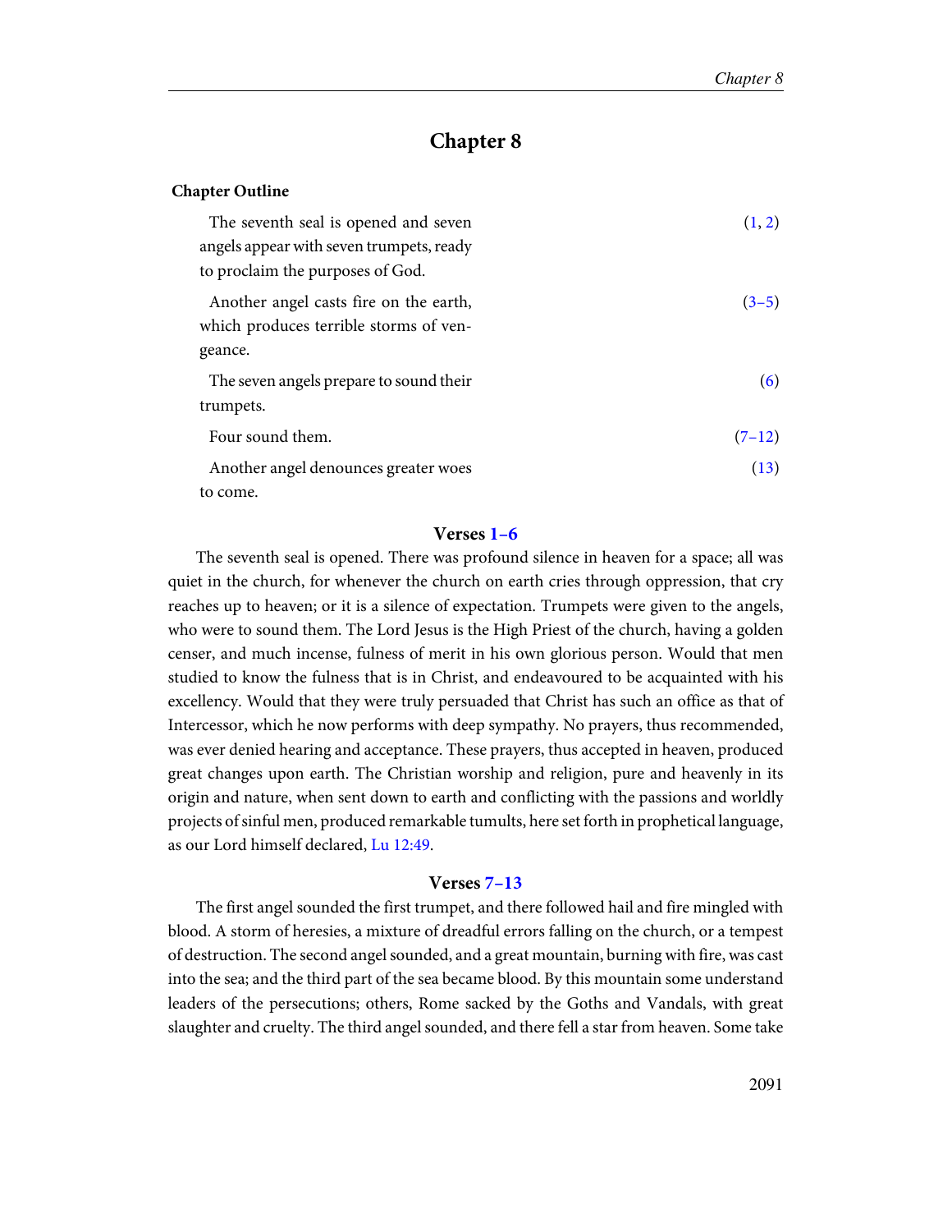# Chapter 8

**Chapter Outline**

| | |
|---|---|
| The seventh seal is opened and seven angels appear with seven trumpets, ready to proclaim the purposes of God. | (1, 2) |
| Another angel casts fire on the earth, which produces terrible storms of vengeance. | (3–5) |
| The seven angels prepare to sound their trumpets. | (6) |
| Four sound them. | (7–12) |
| Another angel denounces greater woes to come. | (13) |

### Verses 1–6

The seventh seal is opened. There was profound silence in heaven for a space; all was quiet in the church, for whenever the church on earth cries through oppression, that cry reaches up to heaven; or it is a silence of expectation. Trumpets were given to the angels, who were to sound them. The Lord Jesus is the High Priest of the church, having a golden censer, and much incense, fulness of merit in his own glorious person. Would that men studied to know the fulness that is in Christ, and endeavoured to be acquainted with his excellency. Would that they were truly persuaded that Christ has such an office as that of Intercessor, which he now performs with deep sympathy. No prayers, thus recommended, was ever denied hearing and acceptance. These prayers, thus accepted in heaven, produced great changes upon earth. The Christian worship and religion, pure and heavenly in its origin and nature, when sent down to earth and conflicting with the passions and worldly projects of sinful men, produced remarkable tumults, here set forth in prophetical language, as our Lord himself declared, Lu 12:49.

### Verses 7–13

The first angel sounded the first trumpet, and there followed hail and fire mingled with blood. A storm of heresies, a mixture of dreadful errors falling on the church, or a tempest of destruction. The second angel sounded, and a great mountain, burning with fire, was cast into the sea; and the third part of the sea became blood. By this mountain some understand leaders of the persecutions; others, Rome sacked by the Goths and Vandals, with great slaughter and cruelty. The third angel sounded, and there fell a star from heaven. Some take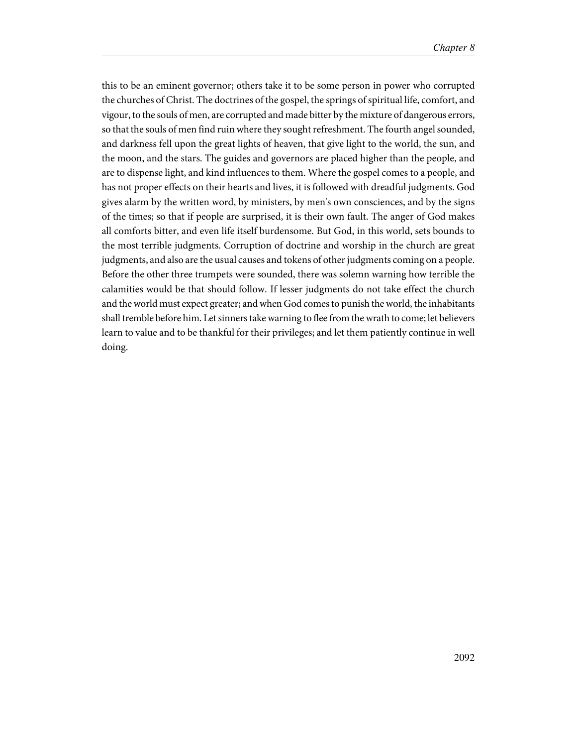this to be an eminent governor; others take it to be some person in power who corrupted the churches of Christ. The doctrines of the gospel, the springs of spiritual life, comfort, and vigour, to the souls of men, are corrupted and made bitter by the mixture of dangerous errors, so that the souls of men find ruin where they sought refreshment. The fourth angel sounded, and darkness fell upon the great lights of heaven, that give light to the world, the sun, and the moon, and the stars. The guides and governors are placed higher than the people, and are to dispense light, and kind influences to them. Where the gospel comes to a people, and has not proper effects on their hearts and lives, it is followed with dreadful judgments. God gives alarm by the written word, by ministers, by men's own consciences, and by the signs of the times; so that if people are surprised, it is their own fault. The anger of God makes all comforts bitter, and even life itself burdensome. But God, in this world, sets bounds to the most terrible judgments. Corruption of doctrine and worship in the church are great judgments, and also are the usual causes and tokens of other judgments coming on a people. Before the other three trumpets were sounded, there was solemn warning how terrible the calamities would be that should follow. If lesser judgments do not take effect the church and the world must expect greater; and when God comes to punish the world, the inhabitants shall tremble before him. Let sinners take warning to flee from the wrath to come; let believers learn to value and to be thankful for their privileges; and let them patiently continue in well doing.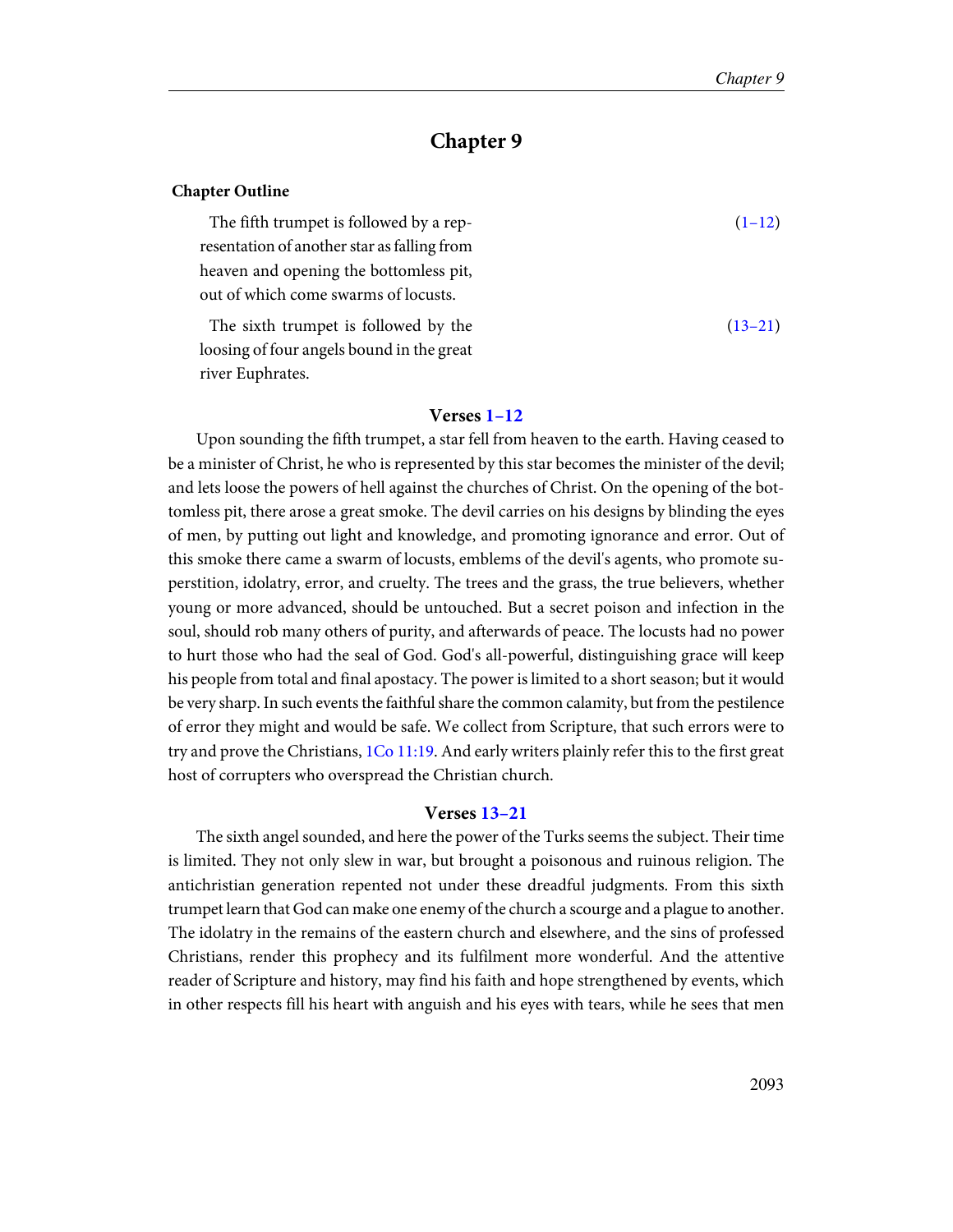# Chapter 9

**Chapter Outline**

| | |
|---|---|
| The fifth trumpet is followed by a representation of another star as falling from heaven and opening the bottomless pit, out of which come swarms of locusts. | (1–12) |
| The sixth trumpet is followed by the loosing of four angels bound in the great river Euphrates. | (13–21) |

### Verses 1–12

Upon sounding the fifth trumpet, a star fell from heaven to the earth. Having ceased to be a minister of Christ, he who is represented by this star becomes the minister of the devil; and lets loose the powers of hell against the churches of Christ. On the opening of the bottomless pit, there arose a great smoke. The devil carries on his designs by blinding the eyes of men, by putting out light and knowledge, and promoting ignorance and error. Out of this smoke there came a swarm of locusts, emblems of the devil's agents, who promote superstition, idolatry, error, and cruelty. The trees and the grass, the true believers, whether young or more advanced, should be untouched. But a secret poison and infection in the soul, should rob many others of purity, and afterwards of peace. The locusts had no power to hurt those who had the seal of God. God's all-powerful, distinguishing grace will keep his people from total and final apostacy. The power is limited to a short season; but it would be very sharp. In such events the faithful share the common calamity, but from the pestilence of error they might and would be safe. We collect from Scripture, that such errors were to try and prove the Christians, 1Co 11:19. And early writers plainly refer this to the first great host of corrupters who overspread the Christian church.

### Verses 13–21

The sixth angel sounded, and here the power of the Turks seems the subject. Their time is limited. They not only slew in war, but brought a poisonous and ruinous religion. The antichristian generation repented not under these dreadful judgments. From this sixth trumpet learn that God can make one enemy of the church a scourge and a plague to another. The idolatry in the remains of the eastern church and elsewhere, and the sins of professed Christians, render this prophecy and its fulfilment more wonderful. And the attentive reader of Scripture and history, may find his faith and hope strengthened by events, which in other respects fill his heart with anguish and his eyes with tears, while he sees that men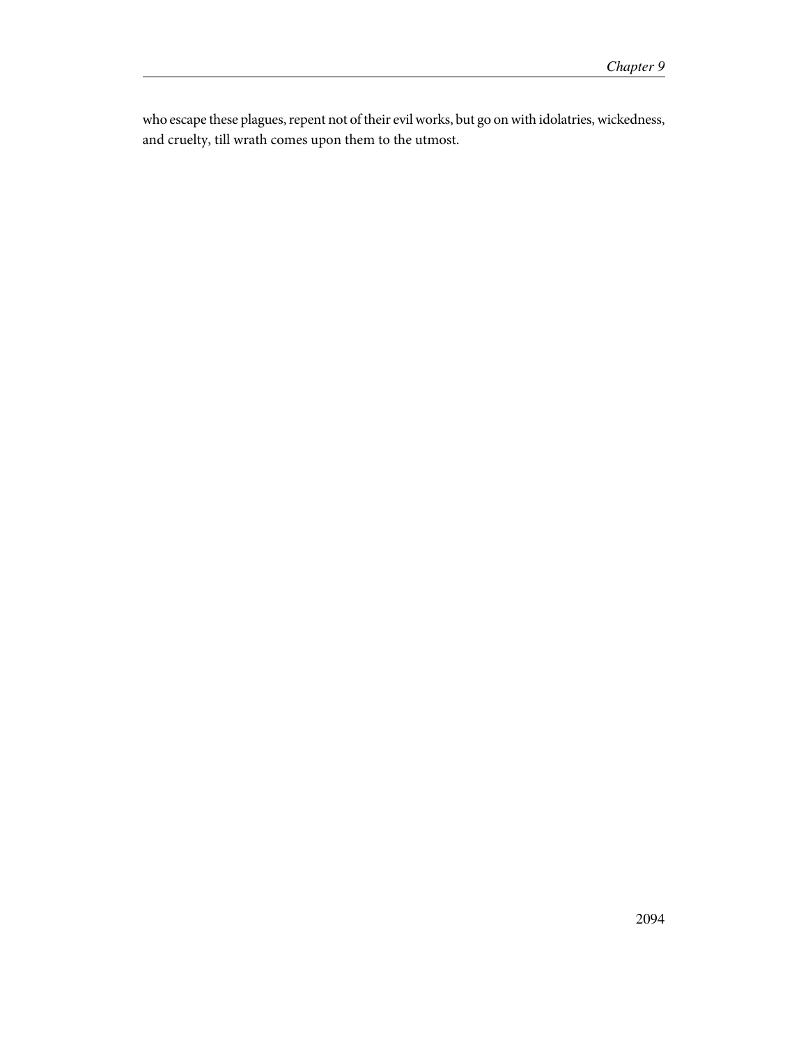who escape these plagues, repent not of their evil works, but go on with idolatries, wickedness, and cruelty, till wrath comes upon them to the utmost.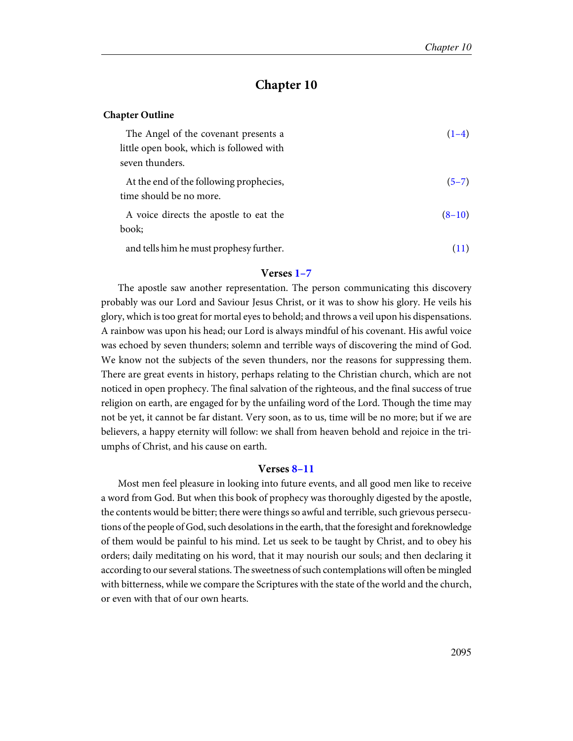# Chapter 10

**Chapter Outline**

| | |
|---|---|
| The Angel of the covenant presents a little open book, which is followed with seven thunders. | (1–4) |
| At the end of the following prophecies, time should be no more. | (5–7) |
| A voice directs the apostle to eat the book; | (8–10) |
| and tells him he must prophesy further. | (11) |

### Verses 1–7

The apostle saw another representation. The person communicating this discovery probably was our Lord and Saviour Jesus Christ, or it was to show his glory. He veils his glory, which is too great for mortal eyes to behold; and throws a veil upon his dispensations. A rainbow was upon his head; our Lord is always mindful of his covenant. His awful voice was echoed by seven thunders; solemn and terrible ways of discovering the mind of God. We know not the subjects of the seven thunders, nor the reasons for suppressing them. There are great events in history, perhaps relating to the Christian church, which are not noticed in open prophecy. The final salvation of the righteous, and the final success of true religion on earth, are engaged for by the unfailing word of the Lord. Though the time may not be yet, it cannot be far distant. Very soon, as to us, time will be no more; but if we are believers, a happy eternity will follow: we shall from heaven behold and rejoice in the triumphs of Christ, and his cause on earth.

### Verses 8–11

Most men feel pleasure in looking into future events, and all good men like to receive a word from God. But when this book of prophecy was thoroughly digested by the apostle, the contents would be bitter; there were things so awful and terrible, such grievous persecutions of the people of God, such desolations in the earth, that the foresight and foreknowledge of them would be painful to his mind. Let us seek to be taught by Christ, and to obey his orders; daily meditating on his word, that it may nourish our souls; and then declaring it according to our several stations. The sweetness of such contemplations will often be mingled with bitterness, while we compare the Scriptures with the state of the world and the church, or even with that of our own hearts.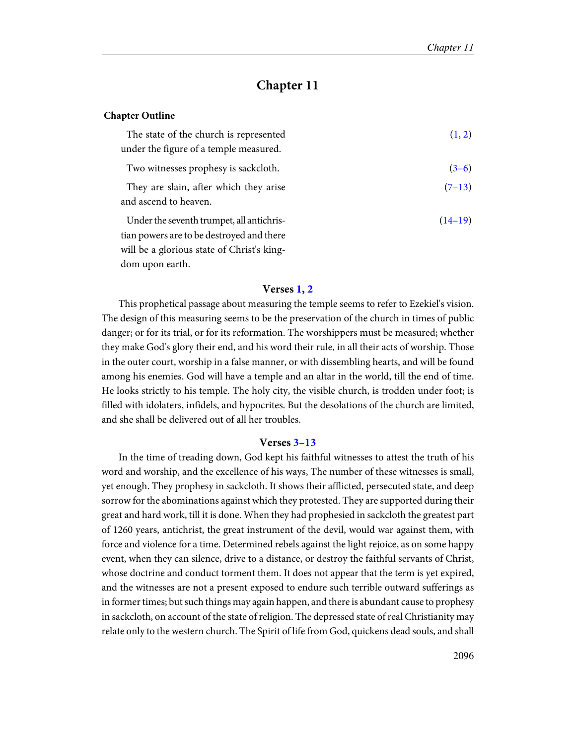# Chapter 11

**Chapter Outline**

| | |
|---|---|
| The state of the church is represented under the figure of a temple measured. | (1, 2) |
| Two witnesses prophesy is sackcloth. | (3–6) |
| They are slain, after which they arise and ascend to heaven. | (7–13) |
| Under the seventh trumpet, all antichristian powers are to be destroyed and there will be a glorious state of Christ's kingdom upon earth. | (14–19) |

### Verses 1, 2

This prophetical passage about measuring the temple seems to refer to Ezekiel's vision. The design of this measuring seems to be the preservation of the church in times of public danger; or for its trial, or for its reformation. The worshippers must be measured; whether they make God's glory their end, and his word their rule, in all their acts of worship. Those in the outer court, worship in a false manner, or with dissembling hearts, and will be found among his enemies. God will have a temple and an altar in the world, till the end of time. He looks strictly to his temple. The holy city, the visible church, is trodden under foot; is filled with idolaters, infidels, and hypocrites. But the desolations of the church are limited, and she shall be delivered out of all her troubles.

### Verses 3–13

In the time of treading down, God kept his faithful witnesses to attest the truth of his word and worship, and the excellence of his ways, The number of these witnesses is small, yet enough. They prophesy in sackcloth. It shows their afflicted, persecuted state, and deep sorrow for the abominations against which they protested. They are supported during their great and hard work, till it is done. When they had prophesied in sackcloth the greatest part of 1260 years, antichrist, the great instrument of the devil, would war against them, with force and violence for a time. Determined rebels against the light rejoice, as on some happy event, when they can silence, drive to a distance, or destroy the faithful servants of Christ, whose doctrine and conduct torment them. It does not appear that the term is yet expired, and the witnesses are not a present exposed to endure such terrible outward sufferings as in former times; but such things may again happen, and there is abundant cause to prophesy in sackcloth, on account of the state of religion. The depressed state of real Christianity may relate only to the western church. The Spirit of life from God, quickens dead souls, and shall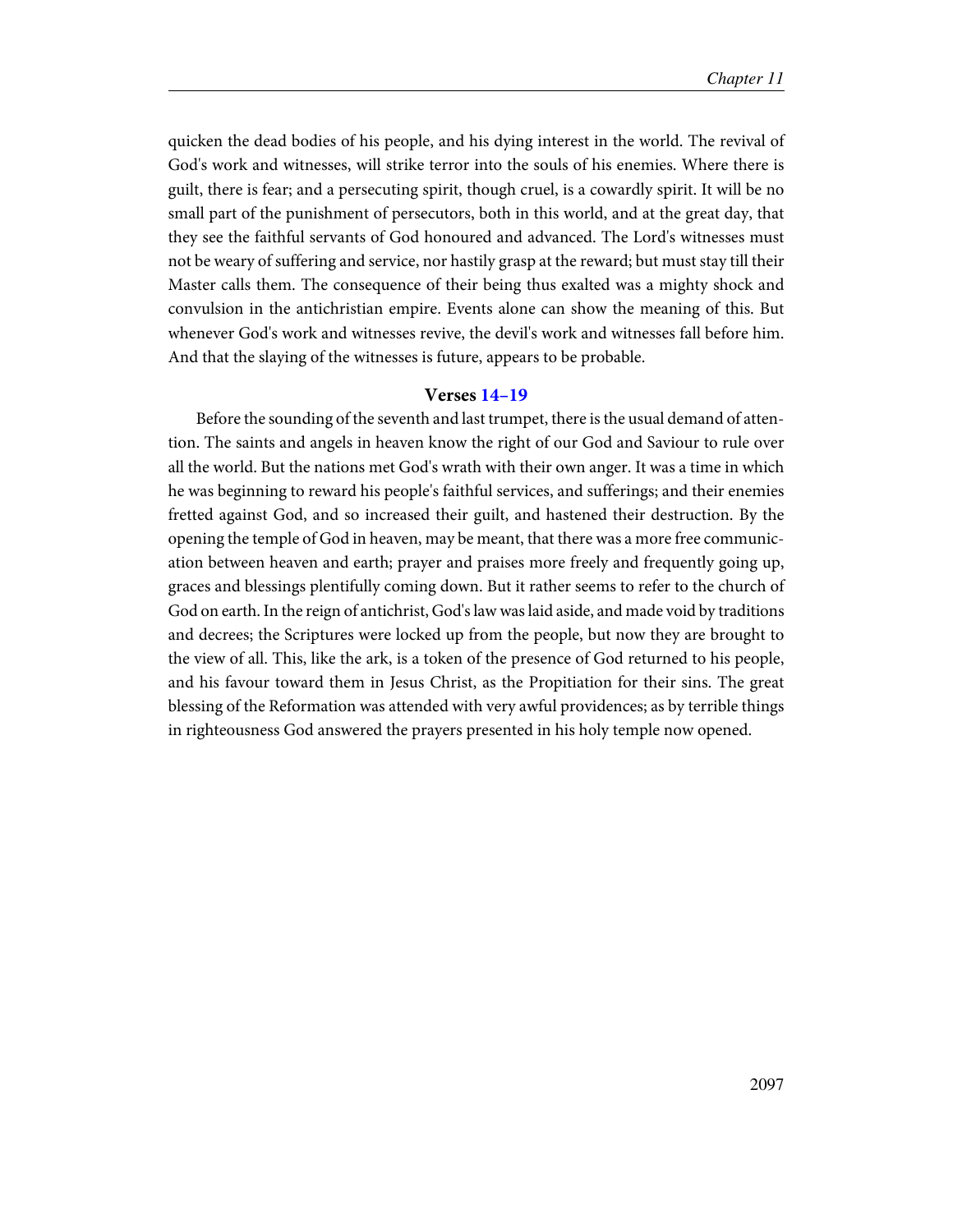quicken the dead bodies of his people, and his dying interest in the world. The revival of God's work and witnesses, will strike terror into the souls of his enemies. Where there is guilt, there is fear; and a persecuting spirit, though cruel, is a cowardly spirit. It will be no small part of the punishment of persecutors, both in this world, and at the great day, that they see the faithful servants of God honoured and advanced. The Lord's witnesses must not be weary of suffering and service, nor hastily grasp at the reward; but must stay till their Master calls them. The consequence of their being thus exalted was a mighty shock and convulsion in the antichristian empire. Events alone can show the meaning of this. But whenever God's work and witnesses revive, the devil's work and witnesses fall before him. And that the slaying of the witnesses is future, appears to be probable.

### Verses 14–19

Before the sounding of the seventh and last trumpet, there is the usual demand of attention. The saints and angels in heaven know the right of our God and Saviour to rule over all the world. But the nations met God's wrath with their own anger. It was a time in which he was beginning to reward his people's faithful services, and sufferings; and their enemies fretted against God, and so increased their guilt, and hastened their destruction. By the opening the temple of God in heaven, may be meant, that there was a more free communication between heaven and earth; prayer and praises more freely and frequently going up, graces and blessings plentifully coming down. But it rather seems to refer to the church of God on earth. In the reign of antichrist, God's law was laid aside, and made void by traditions and decrees; the Scriptures were locked up from the people, but now they are brought to the view of all. This, like the ark, is a token of the presence of God returned to his people, and his favour toward them in Jesus Christ, as the Propitiation for their sins. The great blessing of the Reformation was attended with very awful providences; as by terrible things in righteousness God answered the prayers presented in his holy temple now opened.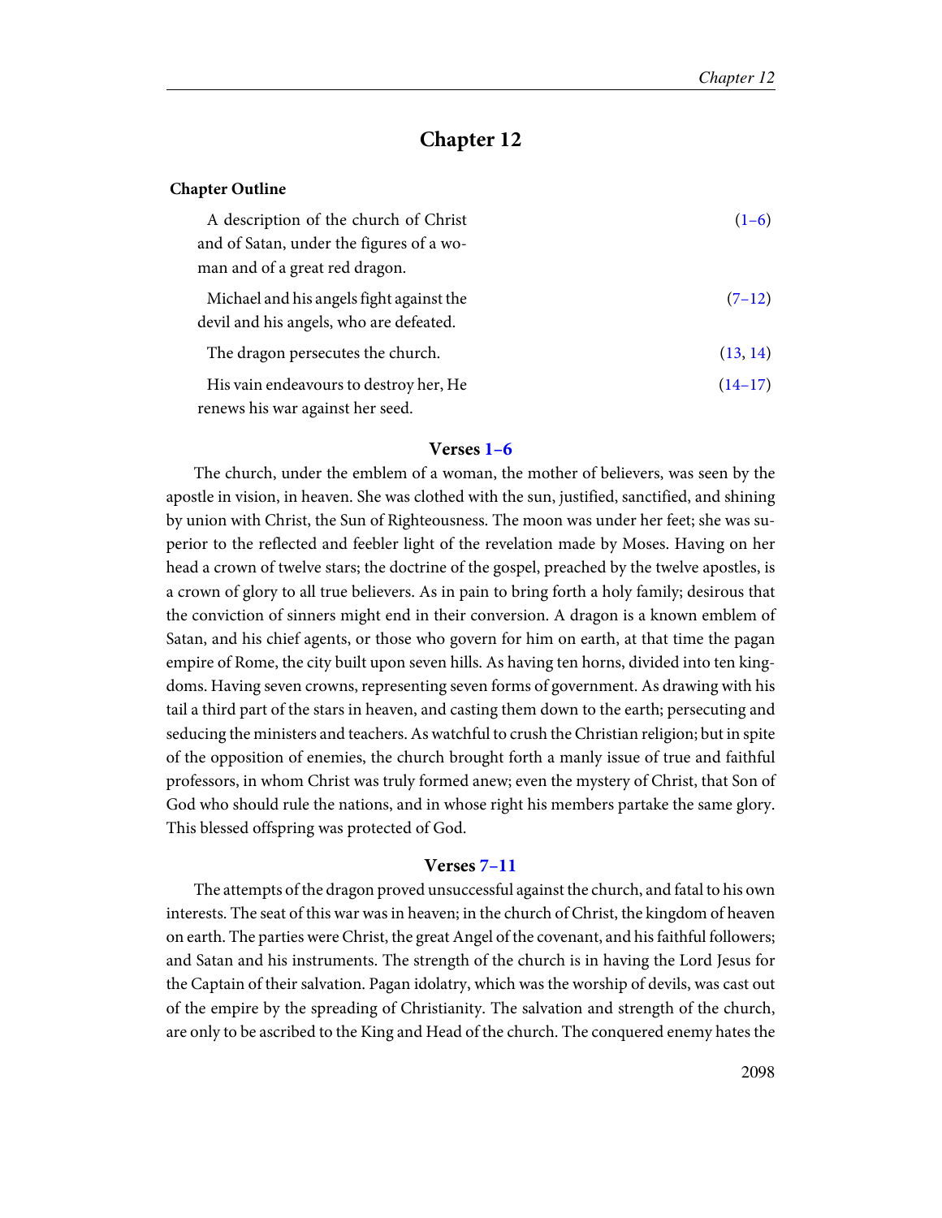# Chapter 12

**Chapter Outline**

| | |
|---|---|
| A description of the church of Christ and of Satan, under the figures of a woman and of a great red dragon. | (1–6) |
| Michael and his angels fight against the devil and his angels, who are defeated. | (7–12) |
| The dragon persecutes the church. | (13, 14) |
| His vain endeavours to destroy her, He renews his war against her seed. | (14–17) |

### Verses 1–6

The church, under the emblem of a woman, the mother of believers, was seen by the apostle in vision, in heaven. She was clothed with the sun, justified, sanctified, and shining by union with Christ, the Sun of Righteousness. The moon was under her feet; she was superior to the reflected and feebler light of the revelation made by Moses. Having on her head a crown of twelve stars; the doctrine of the gospel, preached by the twelve apostles, is a crown of glory to all true believers. As in pain to bring forth a holy family; desirous that the conviction of sinners might end in their conversion. A dragon is a known emblem of Satan, and his chief agents, or those who govern for him on earth, at that time the pagan empire of Rome, the city built upon seven hills. As having ten horns, divided into ten kingdoms. Having seven crowns, representing seven forms of government. As drawing with his tail a third part of the stars in heaven, and casting them down to the earth; persecuting and seducing the ministers and teachers. As watchful to crush the Christian religion; but in spite of the opposition of enemies, the church brought forth a manly issue of true and faithful professors, in whom Christ was truly formed anew; even the mystery of Christ, that Son of God who should rule the nations, and in whose right his members partake the same glory. This blessed offspring was protected of God.

### Verses 7–11

The attempts of the dragon proved unsuccessful against the church, and fatal to his own interests. The seat of this war was in heaven; in the church of Christ, the kingdom of heaven on earth. The parties were Christ, the great Angel of the covenant, and his faithful followers; and Satan and his instruments. The strength of the church is in having the Lord Jesus for the Captain of their salvation. Pagan idolatry, which was the worship of devils, was cast out of the empire by the spreading of Christianity. The salvation and strength of the church, are only to be ascribed to the King and Head of the church. The conquered enemy hates the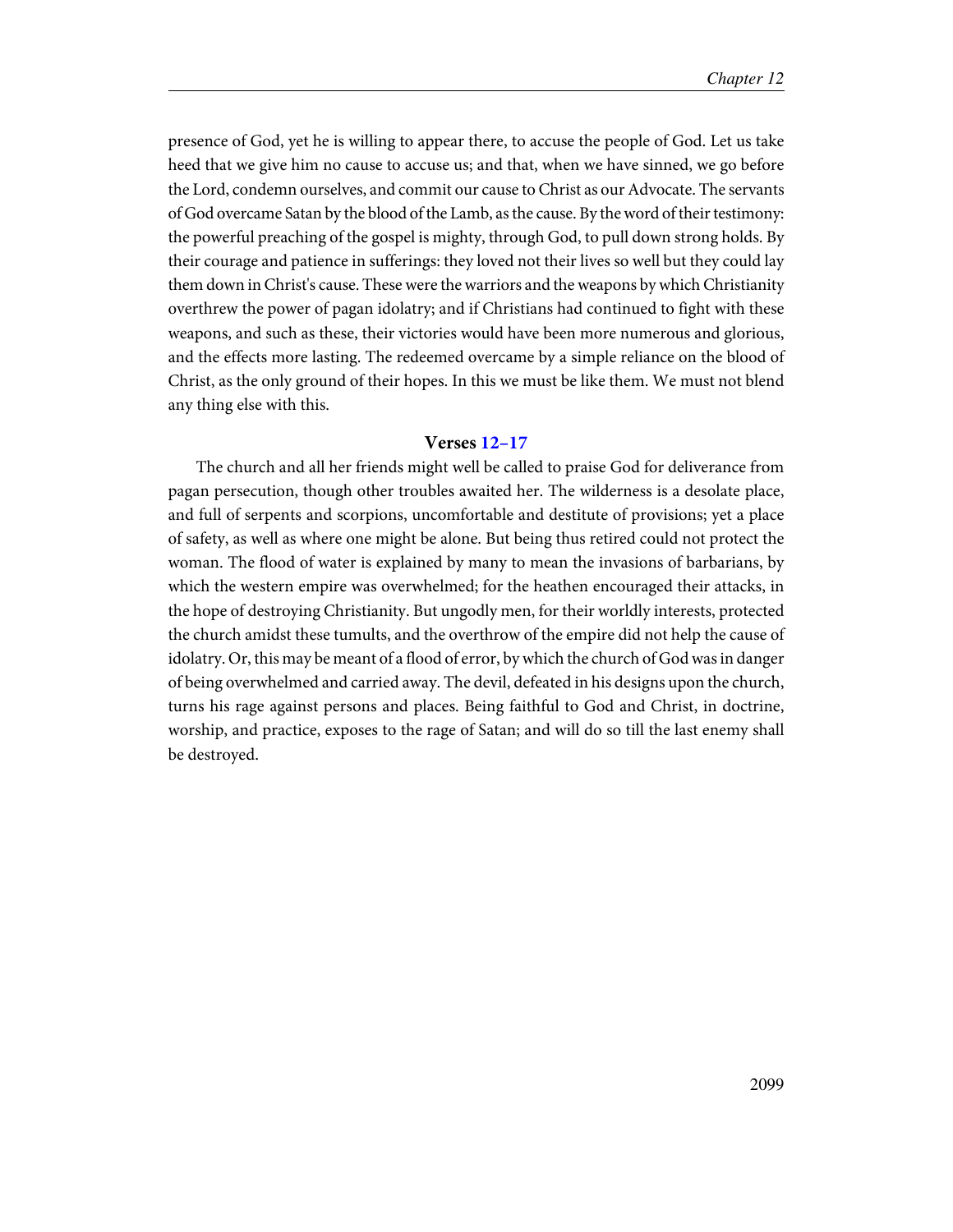presence of God, yet he is willing to appear there, to accuse the people of God. Let us take heed that we give him no cause to accuse us; and that, when we have sinned, we go before the Lord, condemn ourselves, and commit our cause to Christ as our Advocate. The servants of God overcame Satan by the blood of the Lamb, as the cause. By the word of their testimony: the powerful preaching of the gospel is mighty, through God, to pull down strong holds. By their courage and patience in sufferings: they loved not their lives so well but they could lay them down in Christ's cause. These were the warriors and the weapons by which Christianity overthrew the power of pagan idolatry; and if Christians had continued to fight with these weapons, and such as these, their victories would have been more numerous and glorious, and the effects more lasting. The redeemed overcame by a simple reliance on the blood of Christ, as the only ground of their hopes. In this we must be like them. We must not blend any thing else with this.

### Verses 12–17

The church and all her friends might well be called to praise God for deliverance from pagan persecution, though other troubles awaited her. The wilderness is a desolate place, and full of serpents and scorpions, uncomfortable and destitute of provisions; yet a place of safety, as well as where one might be alone. But being thus retired could not protect the woman. The flood of water is explained by many to mean the invasions of barbarians, by which the western empire was overwhelmed; for the heathen encouraged their attacks, in the hope of destroying Christianity. But ungodly men, for their worldly interests, protected the church amidst these tumults, and the overthrow of the empire did not help the cause of idolatry. Or, this may be meant of a flood of error, by which the church of God was in danger of being overwhelmed and carried away. The devil, defeated in his designs upon the church, turns his rage against persons and places. Being faithful to God and Christ, in doctrine, worship, and practice, exposes to the rage of Satan; and will do so till the last enemy shall be destroyed.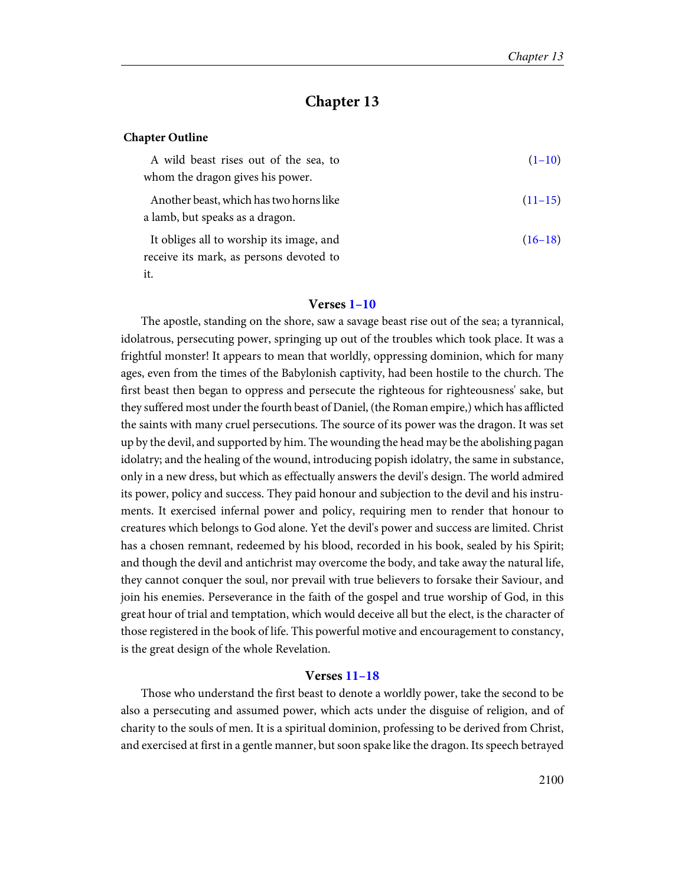# Chapter 13

**Chapter Outline**

| | |
|---|---|
| A wild beast rises out of the sea, to whom the dragon gives his power. | (1–10) |
| Another beast, which has two horns like a lamb, but speaks as a dragon. | (11–15) |
| It obliges all to worship its image, and receive its mark, as persons devoted to it. | (16–18) |

### Verses 1–10

The apostle, standing on the shore, saw a savage beast rise out of the sea; a tyrannical, idolatrous, persecuting power, springing up out of the troubles which took place. It was a frightful monster! It appears to mean that worldly, oppressing dominion, which for many ages, even from the times of the Babylonish captivity, had been hostile to the church. The first beast then began to oppress and persecute the righteous for righteousness' sake, but they suffered most under the fourth beast of Daniel, (the Roman empire,) which has afflicted the saints with many cruel persecutions. The source of its power was the dragon. It was set up by the devil, and supported by him. The wounding the head may be the abolishing pagan idolatry; and the healing of the wound, introducing popish idolatry, the same in substance, only in a new dress, but which as effectually answers the devil's design. The world admired its power, policy and success. They paid honour and subjection to the devil and his instruments. It exercised infernal power and policy, requiring men to render that honour to creatures which belongs to God alone. Yet the devil's power and success are limited. Christ has a chosen remnant, redeemed by his blood, recorded in his book, sealed by his Spirit; and though the devil and antichrist may overcome the body, and take away the natural life, they cannot conquer the soul, nor prevail with true believers to forsake their Saviour, and join his enemies. Perseverance in the faith of the gospel and true worship of God, in this great hour of trial and temptation, which would deceive all but the elect, is the character of those registered in the book of life. This powerful motive and encouragement to constancy, is the great design of the whole Revelation.

### Verses 11–18

Those who understand the first beast to denote a worldly power, take the second to be also a persecuting and assumed power, which acts under the disguise of religion, and of charity to the souls of men. It is a spiritual dominion, professing to be derived from Christ, and exercised at first in a gentle manner, but soon spake like the dragon. Its speech betrayed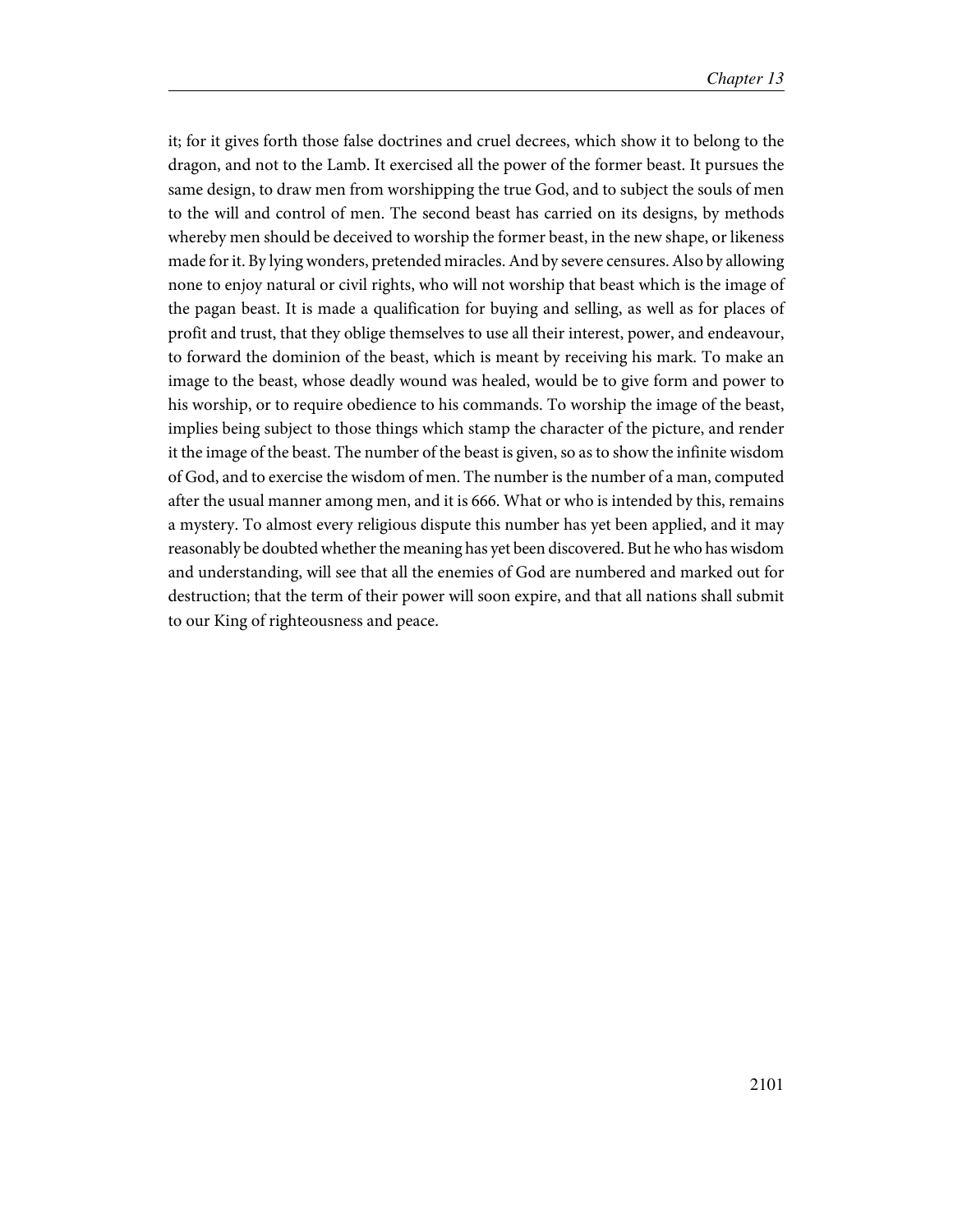it; for it gives forth those false doctrines and cruel decrees, which show it to belong to the dragon, and not to the Lamb. It exercised all the power of the former beast. It pursues the same design, to draw men from worshipping the true God, and to subject the souls of men to the will and control of men. The second beast has carried on its designs, by methods whereby men should be deceived to worship the former beast, in the new shape, or likeness made for it. By lying wonders, pretended miracles. And by severe censures. Also by allowing none to enjoy natural or civil rights, who will not worship that beast which is the image of the pagan beast. It is made a qualification for buying and selling, as well as for places of profit and trust, that they oblige themselves to use all their interest, power, and endeavour, to forward the dominion of the beast, which is meant by receiving his mark. To make an image to the beast, whose deadly wound was healed, would be to give form and power to his worship, or to require obedience to his commands. To worship the image of the beast, implies being subject to those things which stamp the character of the picture, and render it the image of the beast. The number of the beast is given, so as to show the infinite wisdom of God, and to exercise the wisdom of men. The number is the number of a man, computed after the usual manner among men, and it is 666. What or who is intended by this, remains a mystery. To almost every religious dispute this number has yet been applied, and it may reasonably be doubted whether the meaning has yet been discovered. But he who has wisdom and understanding, will see that all the enemies of God are numbered and marked out for destruction; that the term of their power will soon expire, and that all nations shall submit to our King of righteousness and peace.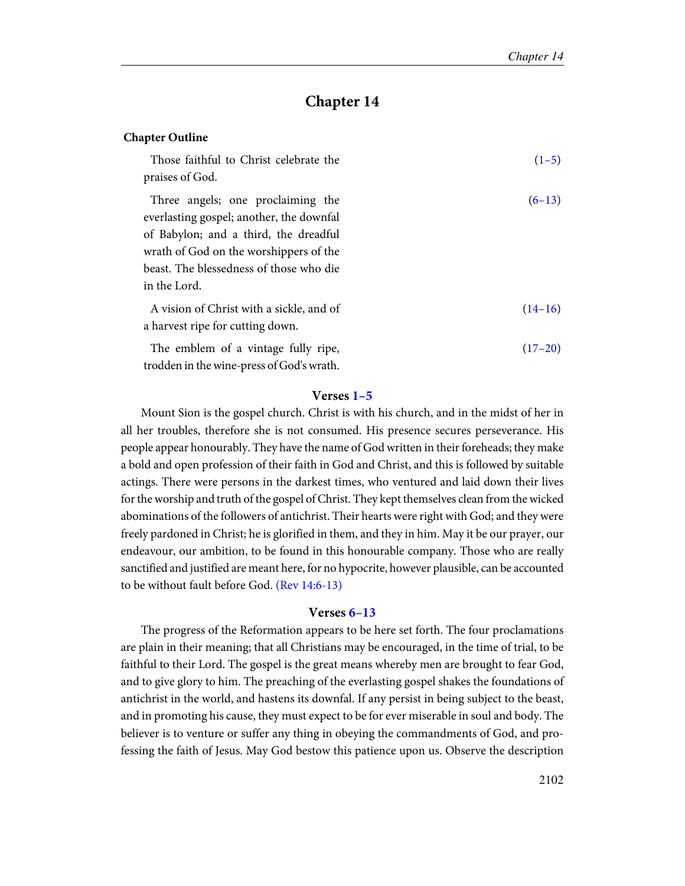# Chapter 14

**Chapter Outline**

| | |
|---|---|
| Those faithful to Christ celebrate the praises of God. | (1–5) |
| Three angels; one proclaiming the everlasting gospel; another, the downfal of Babylon; and a third, the dreadful wrath of God on the worshippers of the beast. The blessedness of those who die in the Lord. | (6–13) |
| A vision of Christ with a sickle, and of a harvest ripe for cutting down. | (14–16) |
| The emblem of a vintage fully ripe, trodden in the wine-press of God's wrath. | (17–20) |

### Verses 1–5

Mount Sion is the gospel church. Christ is with his church, and in the midst of her in all her troubles, therefore she is not consumed. His presence secures perseverance. His people appear honourably. They have the name of God written in their foreheads; they make a bold and open profession of their faith in God and Christ, and this is followed by suitable actings. There were persons in the darkest times, who ventured and laid down their lives for the worship and truth of the gospel of Christ. They kept themselves clean from the wicked abominations of the followers of antichrist. Their hearts were right with God; and they were freely pardoned in Christ; he is glorified in them, and they in him. May it be our prayer, our endeavour, our ambition, to be found in this honourable company. Those who are really sanctified and justified are meant here, for no hypocrite, however plausible, can be accounted to be without fault before God. (Rev 14:6-13)

### Verses 6–13

The progress of the Reformation appears to be here set forth. The four proclamations are plain in their meaning; that all Christians may be encouraged, in the time of trial, to be faithful to their Lord. The gospel is the great means whereby men are brought to fear God, and to give glory to him. The preaching of the everlasting gospel shakes the foundations of antichrist in the world, and hastens its downfal. If any persist in being subject to the beast, and in promoting his cause, they must expect to be for ever miserable in soul and body. The believer is to venture or suffer any thing in obeying the commandments of God, and professing the faith of Jesus. May God bestow this patience upon us. Observe the description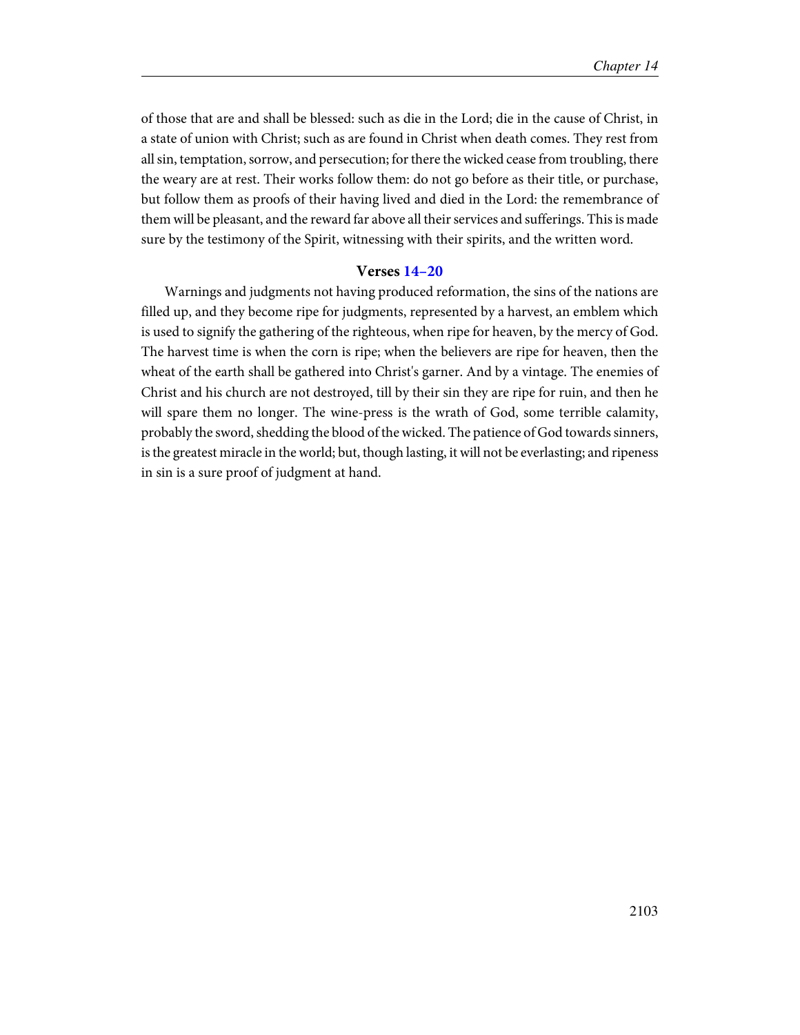of those that are and shall be blessed: such as die in the Lord; die in the cause of Christ, in a state of union with Christ; such as are found in Christ when death comes. They rest from all sin, temptation, sorrow, and persecution; for there the wicked cease from troubling, there the weary are at rest. Their works follow them: do not go before as their title, or purchase, but follow them as proofs of their having lived and died in the Lord: the remembrance of them will be pleasant, and the reward far above all their services and sufferings. This is made sure by the testimony of the Spirit, witnessing with their spirits, and the written word.

### Verses 14–20

Warnings and judgments not having produced reformation, the sins of the nations are filled up, and they become ripe for judgments, represented by a harvest, an emblem which is used to signify the gathering of the righteous, when ripe for heaven, by the mercy of God. The harvest time is when the corn is ripe; when the believers are ripe for heaven, then the wheat of the earth shall be gathered into Christ's garner. And by a vintage. The enemies of Christ and his church are not destroyed, till by their sin they are ripe for ruin, and then he will spare them no longer. The wine-press is the wrath of God, some terrible calamity, probably the sword, shedding the blood of the wicked. The patience of God towards sinners, is the greatest miracle in the world; but, though lasting, it will not be everlasting; and ripeness in sin is a sure proof of judgment at hand.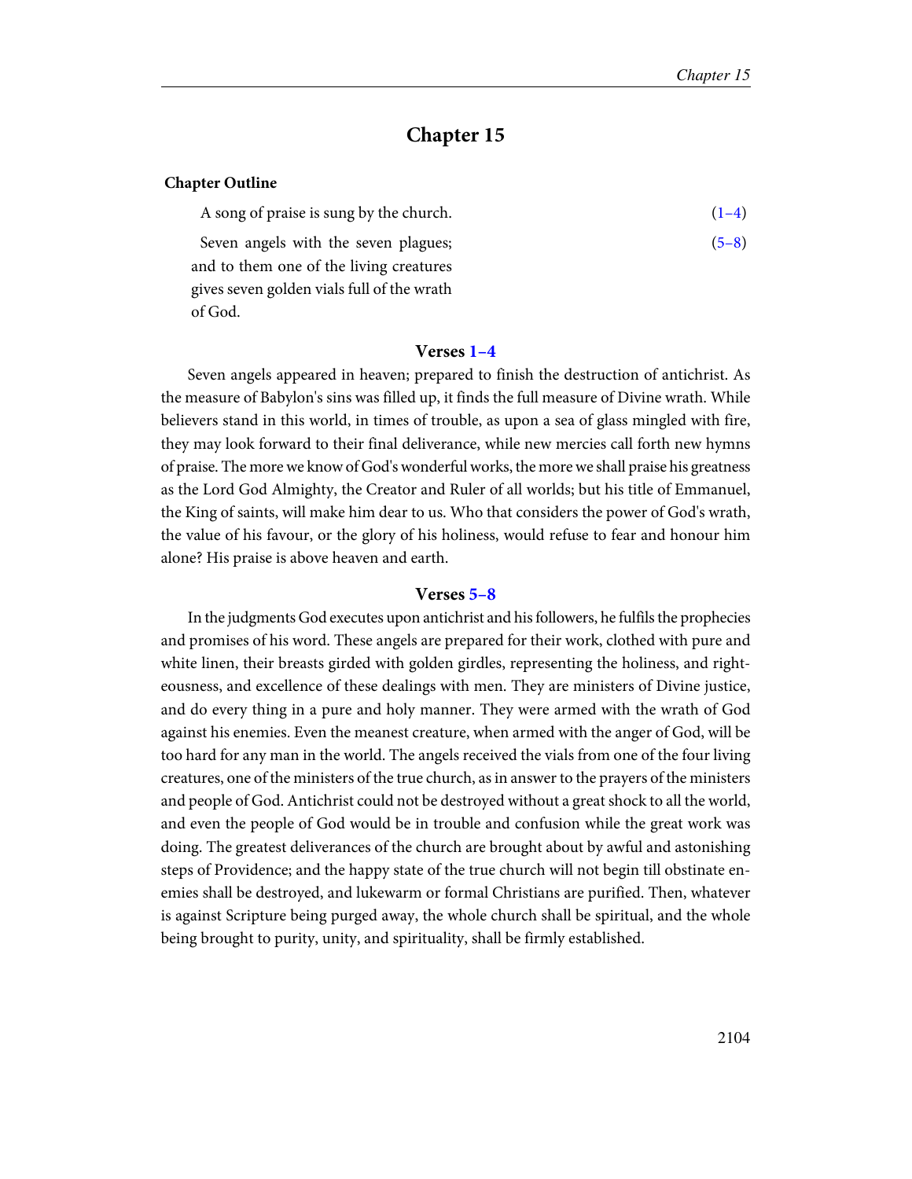# Chapter 15

**Chapter Outline**

| | |
|---|---|
| A song of praise is sung by the church. | (1–4) |
| Seven angels with the seven plagues; and to them one of the living creatures gives seven golden vials full of the wrath of God. | (5–8) |

### Verses 1–4

Seven angels appeared in heaven; prepared to finish the destruction of antichrist. As the measure of Babylon's sins was filled up, it finds the full measure of Divine wrath. While believers stand in this world, in times of trouble, as upon a sea of glass mingled with fire, they may look forward to their final deliverance, while new mercies call forth new hymns of praise. The more we know of God's wonderful works, the more we shall praise his greatness as the Lord God Almighty, the Creator and Ruler of all worlds; but his title of Emmanuel, the King of saints, will make him dear to us. Who that considers the power of God's wrath, the value of his favour, or the glory of his holiness, would refuse to fear and honour him alone? His praise is above heaven and earth.

### Verses 5–8

In the judgments God executes upon antichrist and his followers, he fulfils the prophecies and promises of his word. These angels are prepared for their work, clothed with pure and white linen, their breasts girded with golden girdles, representing the holiness, and righteousness, and excellence of these dealings with men. They are ministers of Divine justice, and do every thing in a pure and holy manner. They were armed with the wrath of God against his enemies. Even the meanest creature, when armed with the anger of God, will be too hard for any man in the world. The angels received the vials from one of the four living creatures, one of the ministers of the true church, as in answer to the prayers of the ministers and people of God. Antichrist could not be destroyed without a great shock to all the world, and even the people of God would be in trouble and confusion while the great work was doing. The greatest deliverances of the church are brought about by awful and astonishing steps of Providence; and the happy state of the true church will not begin till obstinate enemies shall be destroyed, and lukewarm or formal Christians are purified. Then, whatever is against Scripture being purged away, the whole church shall be spiritual, and the whole being brought to purity, unity, and spirituality, shall be firmly established.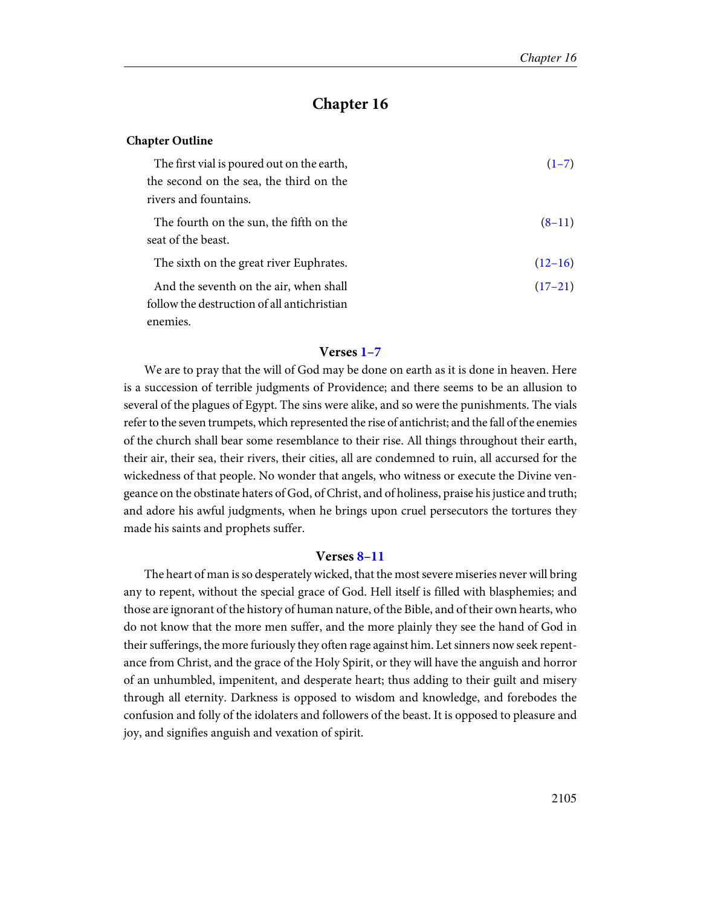# Chapter 16

**Chapter Outline**

| | |
|---|---|
| The first vial is poured out on the earth, the second on the sea, the third on the rivers and fountains. | (1–7) |
| The fourth on the sun, the fifth on the seat of the beast. | (8–11) |
| The sixth on the great river Euphrates. | (12–16) |
| And the seventh on the air, when shall follow the destruction of all antichristian enemies. | (17–21) |

### Verses 1–7

We are to pray that the will of God may be done on earth as it is done in heaven. Here is a succession of terrible judgments of Providence; and there seems to be an allusion to several of the plagues of Egypt. The sins were alike, and so were the punishments. The vials refer to the seven trumpets, which represented the rise of antichrist; and the fall of the enemies of the church shall bear some resemblance to their rise. All things throughout their earth, their air, their sea, their rivers, their cities, all are condemned to ruin, all accursed for the wickedness of that people. No wonder that angels, who witness or execute the Divine vengeance on the obstinate haters of God, of Christ, and of holiness, praise his justice and truth; and adore his awful judgments, when he brings upon cruel persecutors the tortures they made his saints and prophets suffer.

### Verses 8–11

The heart of man is so desperately wicked, that the most severe miseries never will bring any to repent, without the special grace of God. Hell itself is filled with blasphemies; and those are ignorant of the history of human nature, of the Bible, and of their own hearts, who do not know that the more men suffer, and the more plainly they see the hand of God in their sufferings, the more furiously they often rage against him. Let sinners now seek repentance from Christ, and the grace of the Holy Spirit, or they will have the anguish and horror of an unhumbled, impenitent, and desperate heart; thus adding to their guilt and misery through all eternity. Darkness is opposed to wisdom and knowledge, and forebodes the confusion and folly of the idolaters and followers of the beast. It is opposed to pleasure and joy, and signifies anguish and vexation of spirit.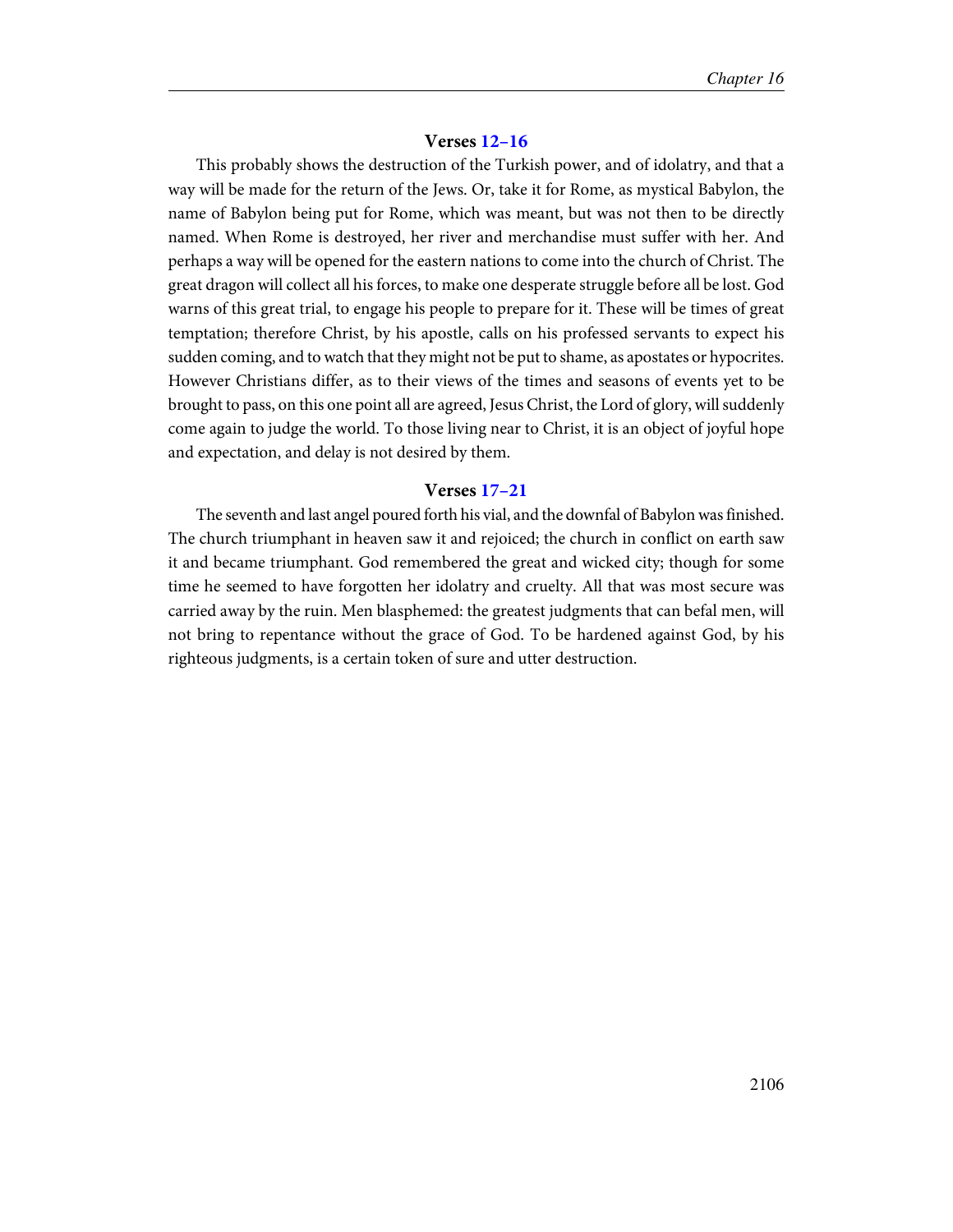### Verses 12–16

This probably shows the destruction of the Turkish power, and of idolatry, and that a way will be made for the return of the Jews. Or, take it for Rome, as mystical Babylon, the name of Babylon being put for Rome, which was meant, but was not then to be directly named. When Rome is destroyed, her river and merchandise must suffer with her. And perhaps a way will be opened for the eastern nations to come into the church of Christ. The great dragon will collect all his forces, to make one desperate struggle before all be lost. God warns of this great trial, to engage his people to prepare for it. These will be times of great temptation; therefore Christ, by his apostle, calls on his professed servants to expect his sudden coming, and to watch that they might not be put to shame, as apostates or hypocrites. However Christians differ, as to their views of the times and seasons of events yet to be brought to pass, on this one point all are agreed, Jesus Christ, the Lord of glory, will suddenly come again to judge the world. To those living near to Christ, it is an object of joyful hope and expectation, and delay is not desired by them.

### Verses 17–21

The seventh and last angel poured forth his vial, and the downfal of Babylon was finished. The church triumphant in heaven saw it and rejoiced; the church in conflict on earth saw it and became triumphant. God remembered the great and wicked city; though for some time he seemed to have forgotten her idolatry and cruelty. All that was most secure was carried away by the ruin. Men blasphemed: the greatest judgments that can befal men, will not bring to repentance without the grace of God. To be hardened against God, by his righteous judgments, is a certain token of sure and utter destruction.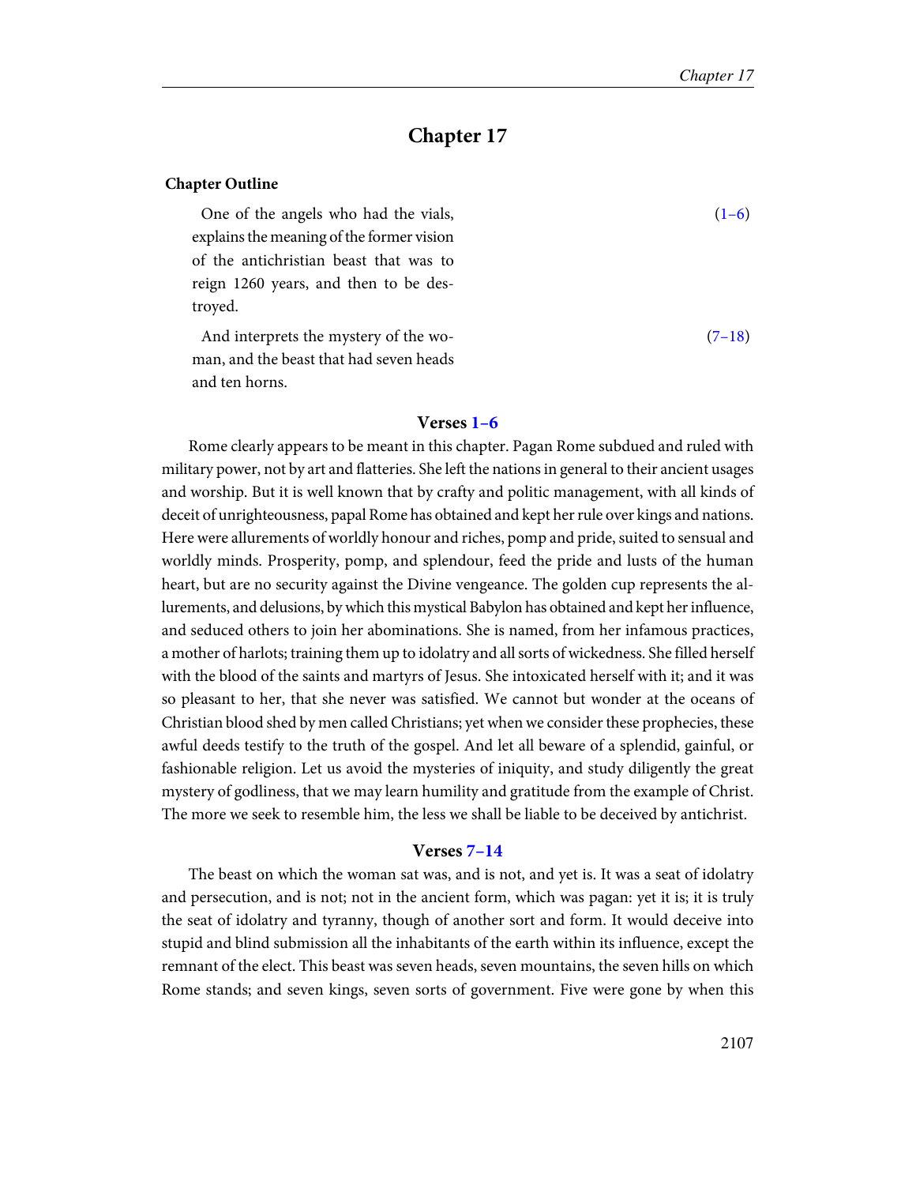## Chapter 17

**Chapter Outline**

| | |
|---|---|
| One of the angels who had the vials, explains the meaning of the former vision of the antichristian beast that was to reign 1260 years, and then to be destroyed. | (1–6) |
| And interprets the mystery of the woman, and the beast that had seven heads and ten horns. | (7–18) |

### Verses 1–6

Rome clearly appears to be meant in this chapter. Pagan Rome subdued and ruled with military power, not by art and flatteries. She left the nations in general to their ancient usages and worship. But it is well known that by crafty and politic management, with all kinds of deceit of unrighteousness, papal Rome has obtained and kept her rule over kings and nations. Here were allurements of worldly honour and riches, pomp and pride, suited to sensual and worldly minds. Prosperity, pomp, and splendour, feed the pride and lusts of the human heart, but are no security against the Divine vengeance. The golden cup represents the allurements, and delusions, by which this mystical Babylon has obtained and kept her influence, and seduced others to join her abominations. She is named, from her infamous practices, a mother of harlots; training them up to idolatry and all sorts of wickedness. She filled herself with the blood of the saints and martyrs of Jesus. She intoxicated herself with it; and it was so pleasant to her, that she never was satisfied. We cannot but wonder at the oceans of Christian blood shed by men called Christians; yet when we consider these prophecies, these awful deeds testify to the truth of the gospel. And let all beware of a splendid, gainful, or fashionable religion. Let us avoid the mysteries of iniquity, and study diligently the great mystery of godliness, that we may learn humility and gratitude from the example of Christ. The more we seek to resemble him, the less we shall be liable to be deceived by antichrist.

### Verses 7–14

The beast on which the woman sat was, and is not, and yet is. It was a seat of idolatry and persecution, and is not; not in the ancient form, which was pagan: yet it is; it is truly the seat of idolatry and tyranny, though of another sort and form. It would deceive into stupid and blind submission all the inhabitants of the earth within its influence, except the remnant of the elect. This beast was seven heads, seven mountains, the seven hills on which Rome stands; and seven kings, seven sorts of government. Five were gone by when this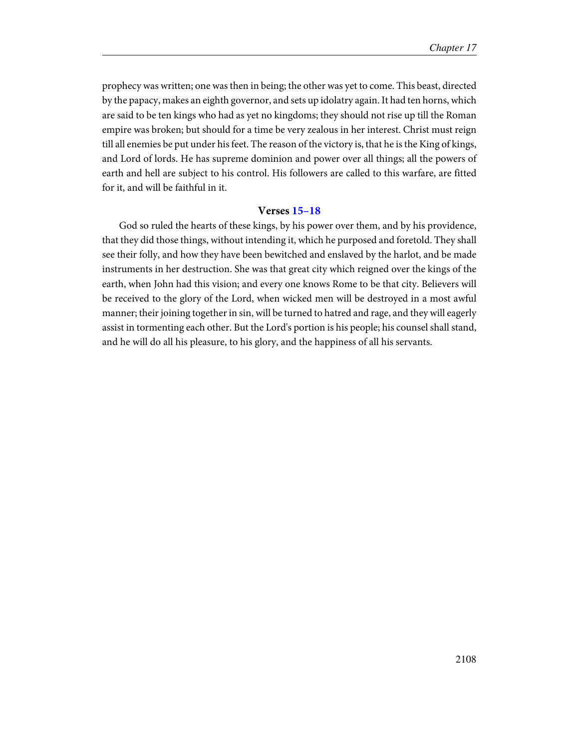prophecy was written; one was then in being; the other was yet to come. This beast, directed by the papacy, makes an eighth governor, and sets up idolatry again. It had ten horns, which are said to be ten kings who had as yet no kingdoms; they should not rise up till the Roman empire was broken; but should for a time be very zealous in her interest. Christ must reign till all enemies be put under his feet. The reason of the victory is, that he is the King of kings, and Lord of lords. He has supreme dominion and power over all things; all the powers of earth and hell are subject to his control. His followers are called to this warfare, are fitted for it, and will be faithful in it.

### Verses 15–18

God so ruled the hearts of these kings, by his power over them, and by his providence, that they did those things, without intending it, which he purposed and foretold. They shall see their folly, and how they have been bewitched and enslaved by the harlot, and be made instruments in her destruction. She was that great city which reigned over the kings of the earth, when John had this vision; and every one knows Rome to be that city. Believers will be received to the glory of the Lord, when wicked men will be destroyed in a most awful manner; their joining together in sin, will be turned to hatred and rage, and they will eagerly assist in tormenting each other. But the Lord's portion is his people; his counsel shall stand, and he will do all his pleasure, to his glory, and the happiness of all his servants.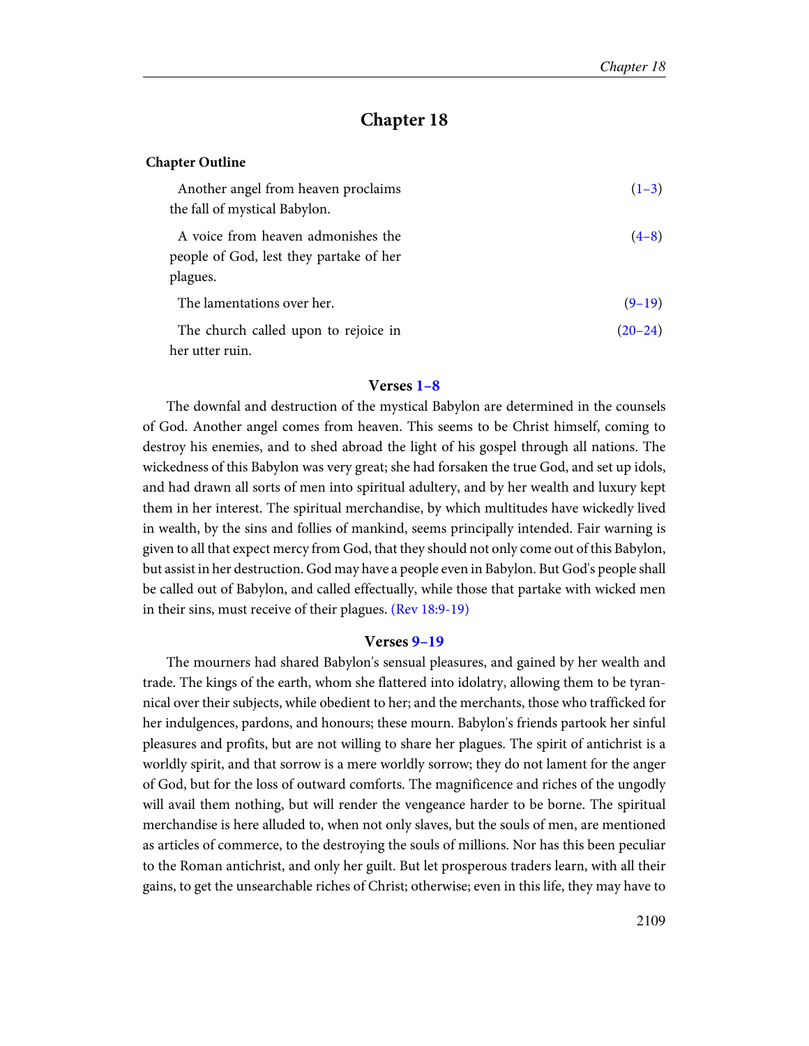# Chapter 18

**Chapter Outline**

| | |
|---|---|
| Another angel from heaven proclaims the fall of mystical Babylon. | (1–3) |
| A voice from heaven admonishes the people of God, lest they partake of her plagues. | (4–8) |
| The lamentations over her. | (9–19) |
| The church called upon to rejoice in her utter ruin. | (20–24) |

### Verses 1–8

The downfal and destruction of the mystical Babylon are determined in the counsels of God. Another angel comes from heaven. This seems to be Christ himself, coming to destroy his enemies, and to shed abroad the light of his gospel through all nations. The wickedness of this Babylon was very great; she had forsaken the true God, and set up idols, and had drawn all sorts of men into spiritual adultery, and by her wealth and luxury kept them in her interest. The spiritual merchandise, by which multitudes have wickedly lived in wealth, by the sins and follies of mankind, seems principally intended. Fair warning is given to all that expect mercy from God, that they should not only come out of this Babylon, but assist in her destruction. God may have a people even in Babylon. But God's people shall be called out of Babylon, and called effectually, while those that partake with wicked men in their sins, must receive of their plagues. (Rev 18:9-19)

### Verses 9–19

The mourners had shared Babylon's sensual pleasures, and gained by her wealth and trade. The kings of the earth, whom she flattered into idolatry, allowing them to be tyrannical over their subjects, while obedient to her; and the merchants, those who trafficked for her indulgences, pardons, and honours; these mourn. Babylon's friends partook her sinful pleasures and profits, but are not willing to share her plagues. The spirit of antichrist is a worldly spirit, and that sorrow is a mere worldly sorrow; they do not lament for the anger of God, but for the loss of outward comforts. The magnificence and riches of the ungodly will avail them nothing, but will render the vengeance harder to be borne. The spiritual merchandise is here alluded to, when not only slaves, but the souls of men, are mentioned as articles of commerce, to the destroying the souls of millions. Nor has this been peculiar to the Roman antichrist, and only her guilt. But let prosperous traders learn, with all their gains, to get the unsearchable riches of Christ; otherwise; even in this life, they may have to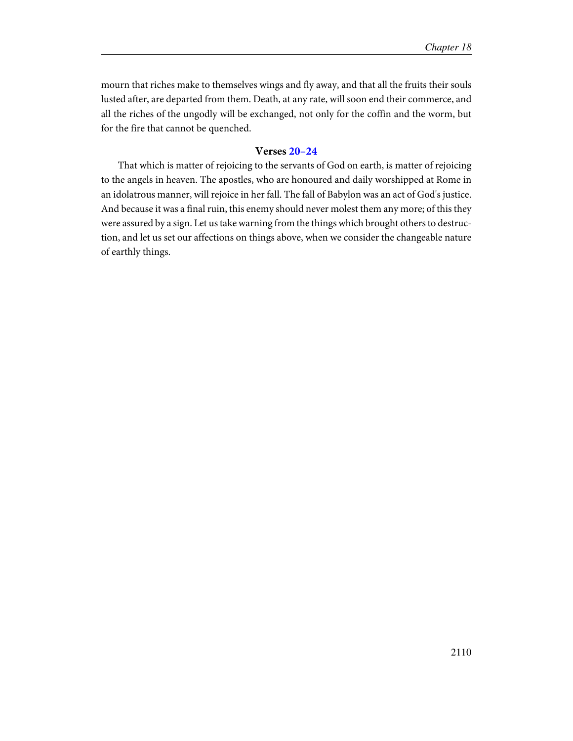mourn that riches make to themselves wings and fly away, and that all the fruits their souls lusted after, are departed from them. Death, at any rate, will soon end their commerce, and all the riches of the ungodly will be exchanged, not only for the coffin and the worm, but for the fire that cannot be quenched.

### Verses 20–24

That which is matter of rejoicing to the servants of God on earth, is matter of rejoicing to the angels in heaven. The apostles, who are honoured and daily worshipped at Rome in an idolatrous manner, will rejoice in her fall. The fall of Babylon was an act of God's justice. And because it was a final ruin, this enemy should never molest them any more; of this they were assured by a sign. Let us take warning from the things which brought others to destruction, and let us set our affections on things above, when we consider the changeable nature of earthly things.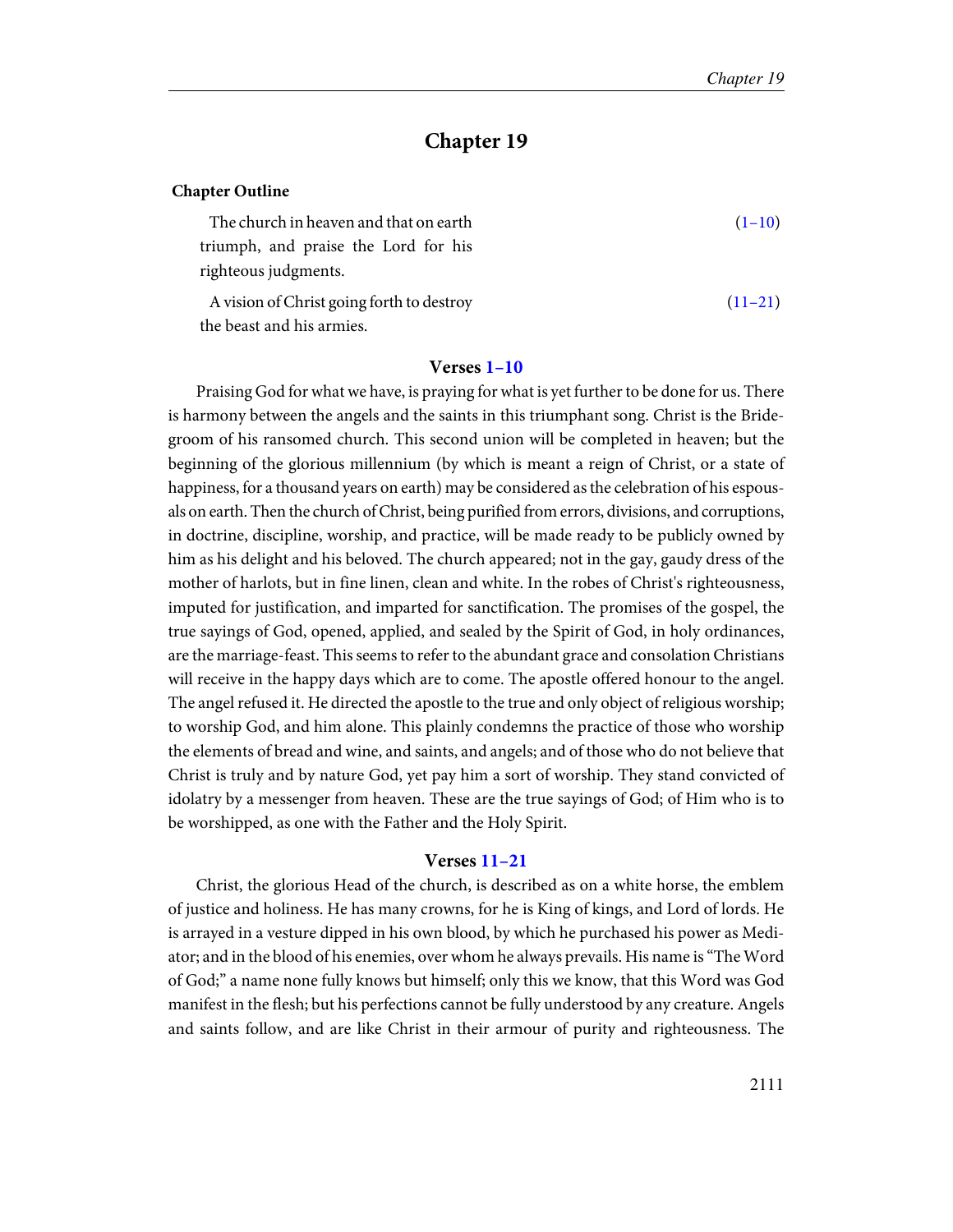## Chapter 19

**Chapter Outline**

| | |
|---|---|
| The church in heaven and that on earth triumph, and praise the Lord for his righteous judgments. | (1–10) |
| A vision of Christ going forth to destroy the beast and his armies. | (11–21) |

### Verses 1–10

Praising God for what we have, is praying for what is yet further to be done for us. There is harmony between the angels and the saints in this triumphant song. Christ is the Bridegroom of his ransomed church. This second union will be completed in heaven; but the beginning of the glorious millennium (by which is meant a reign of Christ, or a state of happiness, for a thousand years on earth) may be considered as the celebration of his espousals on earth. Then the church of Christ, being purified from errors, divisions, and corruptions, in doctrine, discipline, worship, and practice, will be made ready to be publicly owned by him as his delight and his beloved. The church appeared; not in the gay, gaudy dress of the mother of harlots, but in fine linen, clean and white. In the robes of Christ's righteousness, imputed for justification, and imparted for sanctification. The promises of the gospel, the true sayings of God, opened, applied, and sealed by the Spirit of God, in holy ordinances, are the marriage-feast. This seems to refer to the abundant grace and consolation Christians will receive in the happy days which are to come. The apostle offered honour to the angel. The angel refused it. He directed the apostle to the true and only object of religious worship; to worship God, and him alone. This plainly condemns the practice of those who worship the elements of bread and wine, and saints, and angels; and of those who do not believe that Christ is truly and by nature God, yet pay him a sort of worship. They stand convicted of idolatry by a messenger from heaven. These are the true sayings of God; of Him who is to be worshipped, as one with the Father and the Holy Spirit.

### Verses 11–21

Christ, the glorious Head of the church, is described as on a white horse, the emblem of justice and holiness. He has many crowns, for he is King of kings, and Lord of lords. He is arrayed in a vesture dipped in his own blood, by which he purchased his power as Mediator; and in the blood of his enemies, over whom he always prevails. His name is "The Word of God;" a name none fully knows but himself; only this we know, that this Word was God manifest in the flesh; but his perfections cannot be fully understood by any creature. Angels and saints follow, and are like Christ in their armour of purity and righteousness. The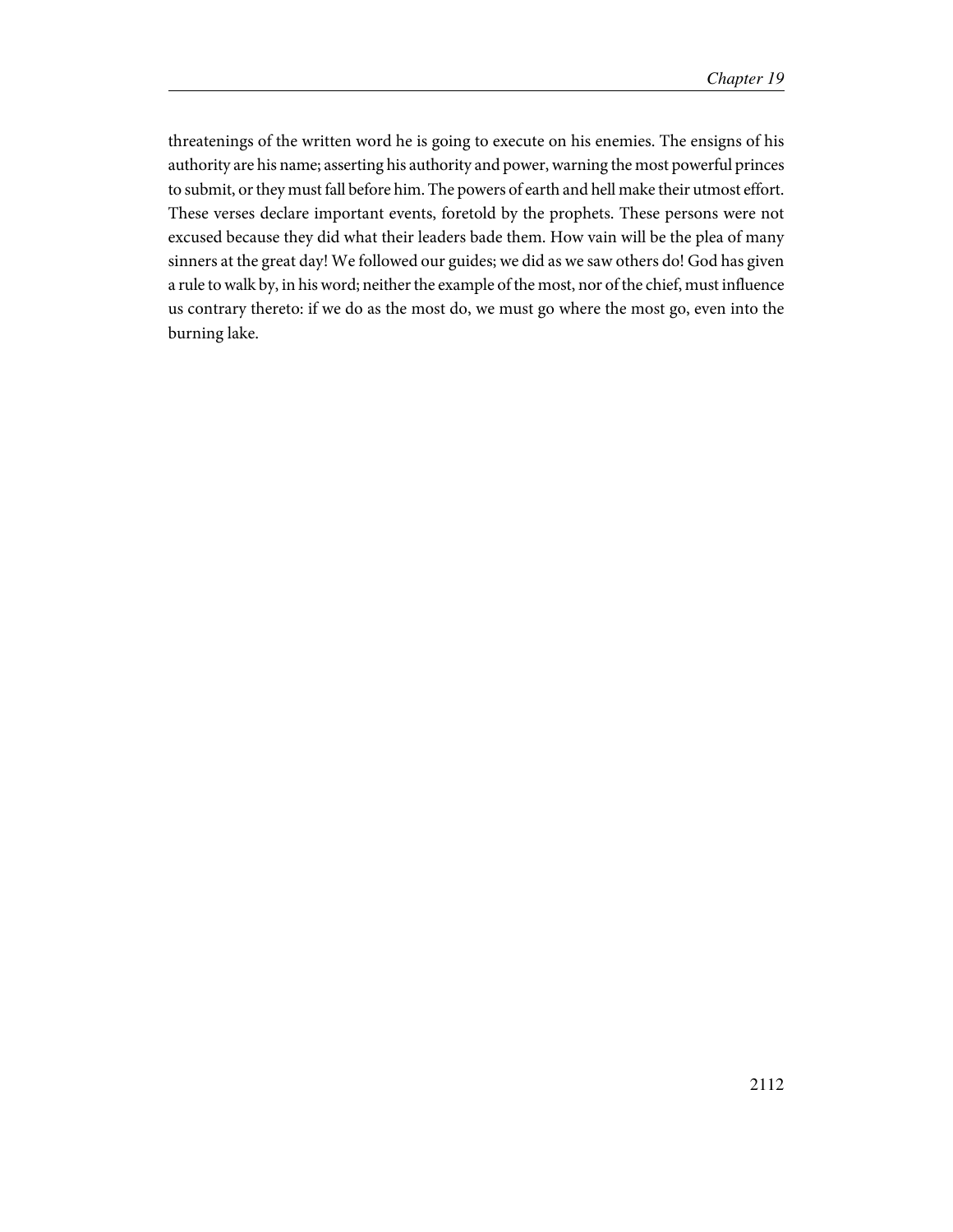threatenings of the written word he is going to execute on his enemies. The ensigns of his authority are his name; asserting his authority and power, warning the most powerful princes to submit, or they must fall before him. The powers of earth and hell make their utmost effort. These verses declare important events, foretold by the prophets. These persons were not excused because they did what their leaders bade them. How vain will be the plea of many sinners at the great day! We followed our guides; we did as we saw others do! God has given a rule to walk by, in his word; neither the example of the most, nor of the chief, must influence us contrary thereto: if we do as the most do, we must go where the most go, even into the burning lake.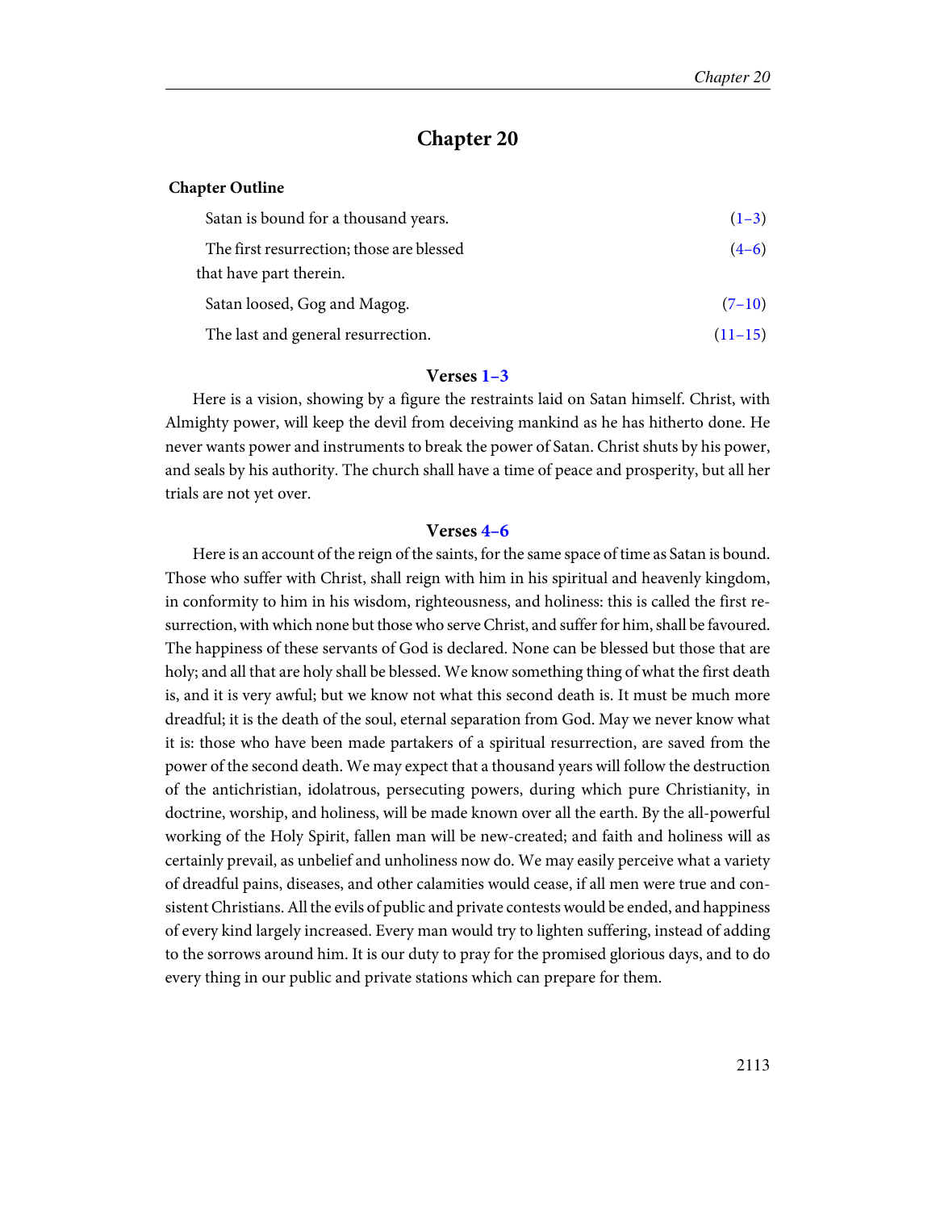# Chapter 20

**Chapter Outline**

| | |
|---|---|
| Satan is bound for a thousand years. | (1–3) |
| The first resurrection; those are blessed that have part therein. | (4–6) |
| Satan loosed, Gog and Magog. | (7–10) |
| The last and general resurrection. | (11–15) |

### Verses 1–3

Here is a vision, showing by a figure the restraints laid on Satan himself. Christ, with Almighty power, will keep the devil from deceiving mankind as he has hitherto done. He never wants power and instruments to break the power of Satan. Christ shuts by his power, and seals by his authority. The church shall have a time of peace and prosperity, but all her trials are not yet over.

### Verses 4–6

Here is an account of the reign of the saints, for the same space of time as Satan is bound. Those who suffer with Christ, shall reign with him in his spiritual and heavenly kingdom, in conformity to him in his wisdom, righteousness, and holiness: this is called the first resurrection, with which none but those who serve Christ, and suffer for him, shall be favoured. The happiness of these servants of God is declared. None can be blessed but those that are holy; and all that are holy shall be blessed. We know something thing of what the first death is, and it is very awful; but we know not what this second death is. It must be much more dreadful; it is the death of the soul, eternal separation from God. May we never know what it is: those who have been made partakers of a spiritual resurrection, are saved from the power of the second death. We may expect that a thousand years will follow the destruction of the antichristian, idolatrous, persecuting powers, during which pure Christianity, in doctrine, worship, and holiness, will be made known over all the earth. By the all-powerful working of the Holy Spirit, fallen man will be new-created; and faith and holiness will as certainly prevail, as unbelief and unholiness now do. We may easily perceive what a variety of dreadful pains, diseases, and other calamities would cease, if all men were true and consistent Christians. All the evils of public and private contests would be ended, and happiness of every kind largely increased. Every man would try to lighten suffering, instead of adding to the sorrows around him. It is our duty to pray for the promised glorious days, and to do every thing in our public and private stations which can prepare for them.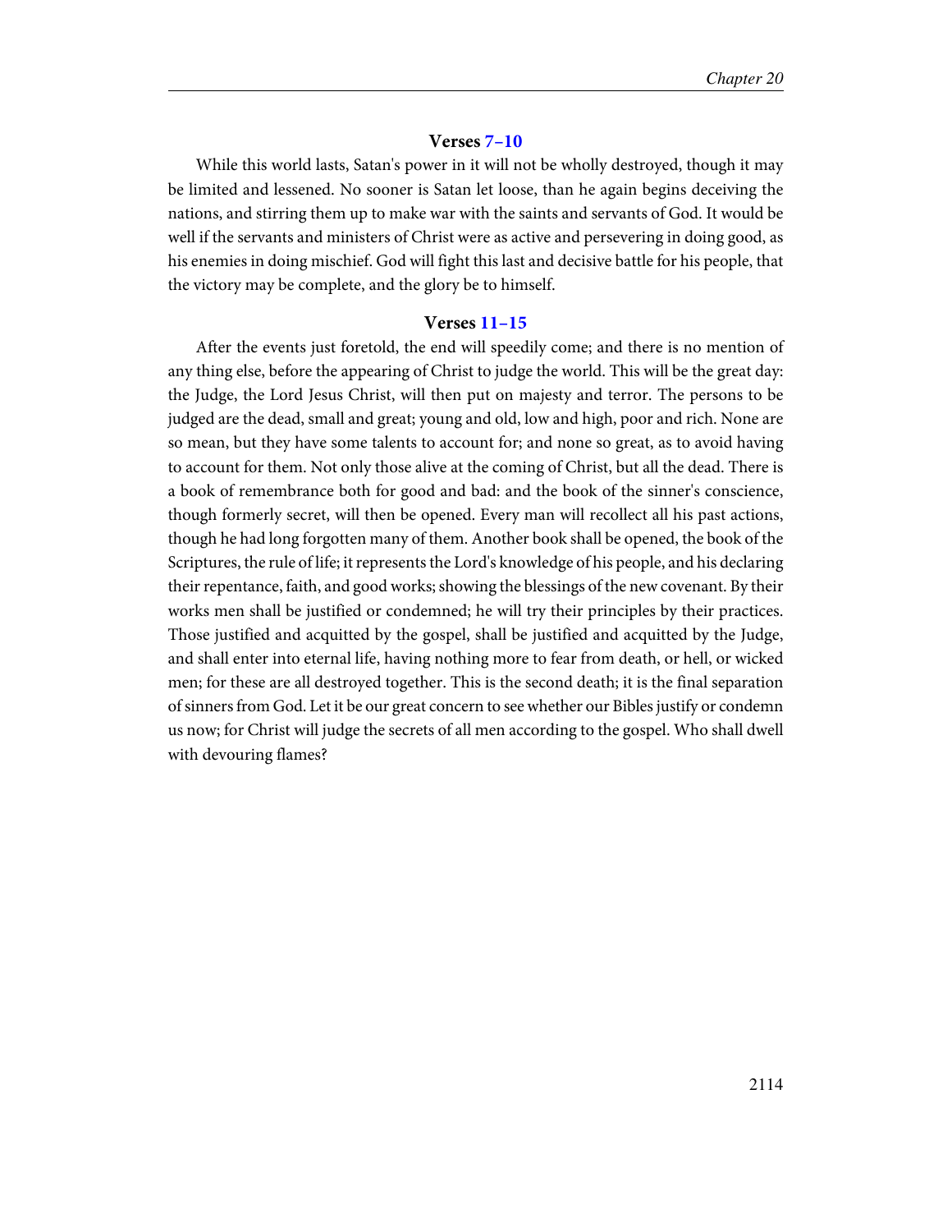### Verses 7–10

While this world lasts, Satan's power in it will not be wholly destroyed, though it may be limited and lessened. No sooner is Satan let loose, than he again begins deceiving the nations, and stirring them up to make war with the saints and servants of God. It would be well if the servants and ministers of Christ were as active and persevering in doing good, as his enemies in doing mischief. God will fight this last and decisive battle for his people, that the victory may be complete, and the glory be to himself.

### Verses 11–15

After the events just foretold, the end will speedily come; and there is no mention of any thing else, before the appearing of Christ to judge the world. This will be the great day: the Judge, the Lord Jesus Christ, will then put on majesty and terror. The persons to be judged are the dead, small and great; young and old, low and high, poor and rich. None are so mean, but they have some talents to account for; and none so great, as to avoid having to account for them. Not only those alive at the coming of Christ, but all the dead. There is a book of remembrance both for good and bad: and the book of the sinner's conscience, though formerly secret, will then be opened. Every man will recollect all his past actions, though he had long forgotten many of them. Another book shall be opened, the book of the Scriptures, the rule of life; it represents the Lord's knowledge of his people, and his declaring their repentance, faith, and good works; showing the blessings of the new covenant. By their works men shall be justified or condemned; he will try their principles by their practices. Those justified and acquitted by the gospel, shall be justified and acquitted by the Judge, and shall enter into eternal life, having nothing more to fear from death, or hell, or wicked men; for these are all destroyed together. This is the second death; it is the final separation of sinners from God. Let it be our great concern to see whether our Bibles justify or condemn us now; for Christ will judge the secrets of all men according to the gospel. Who shall dwell with devouring flames?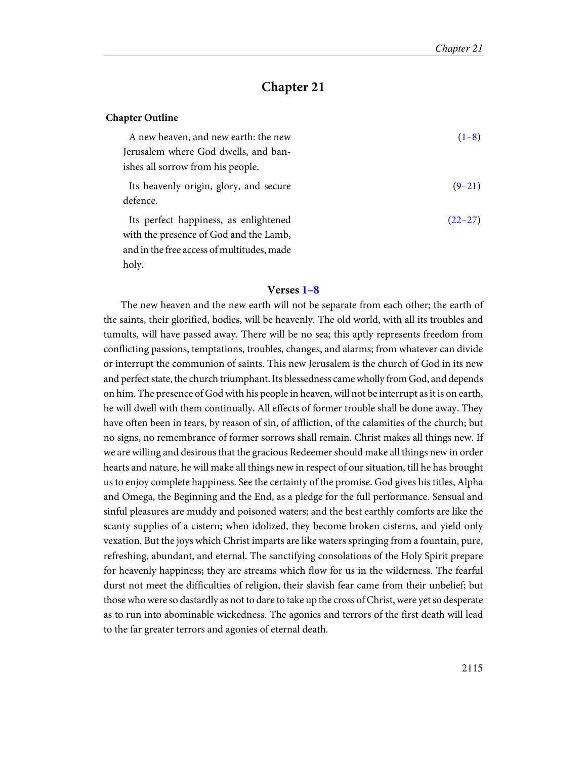# Chapter 21

**Chapter Outline**

| | |
|---|---|
| A new heaven, and new earth: the new Jerusalem where God dwells, and banishes all sorrow from his people. | (1–8) |
| Its heavenly origin, glory, and secure defence. | (9–21) |
| Its perfect happiness, as enlightened with the presence of God and the Lamb, and in the free access of multitudes, made holy. | (22–27) |

### Verses 1–8

The new heaven and the new earth will not be separate from each other; the earth of the saints, their glorified, bodies, will be heavenly. The old world, with all its troubles and tumults, will have passed away. There will be no sea; this aptly represents freedom from conflicting passions, temptations, troubles, changes, and alarms; from whatever can divide or interrupt the communion of saints. This new Jerusalem is the church of God in its new and perfect state, the church triumphant. Its blessedness came wholly from God, and depends on him. The presence of God with his people in heaven, will not be interrupt as it is on earth, he will dwell with them continually. All effects of former trouble shall be done away. They have often been in tears, by reason of sin, of affliction, of the calamities of the church; but no signs, no remembrance of former sorrows shall remain. Christ makes all things new. If we are willing and desirous that the gracious Redeemer should make all things new in order hearts and nature, he will make all things new in respect of our situation, till he has brought us to enjoy complete happiness. See the certainty of the promise. God gives his titles, Alpha and Omega, the Beginning and the End, as a pledge for the full performance. Sensual and sinful pleasures are muddy and poisoned waters; and the best earthly comforts are like the scanty supplies of a cistern; when idolized, they become broken cisterns, and yield only vexation. But the joys which Christ imparts are like waters springing from a fountain, pure, refreshing, abundant, and eternal. The sanctifying consolations of the Holy Spirit prepare for heavenly happiness; they are streams which flow for us in the wilderness. The fearful durst not meet the difficulties of religion, their slavish fear came from their unbelief; but those who were so dastardly as not to dare to take up the cross of Christ, were yet so desperate as to run into abominable wickedness. The agonies and terrors of the first death will lead to the far greater terrors and agonies of eternal death.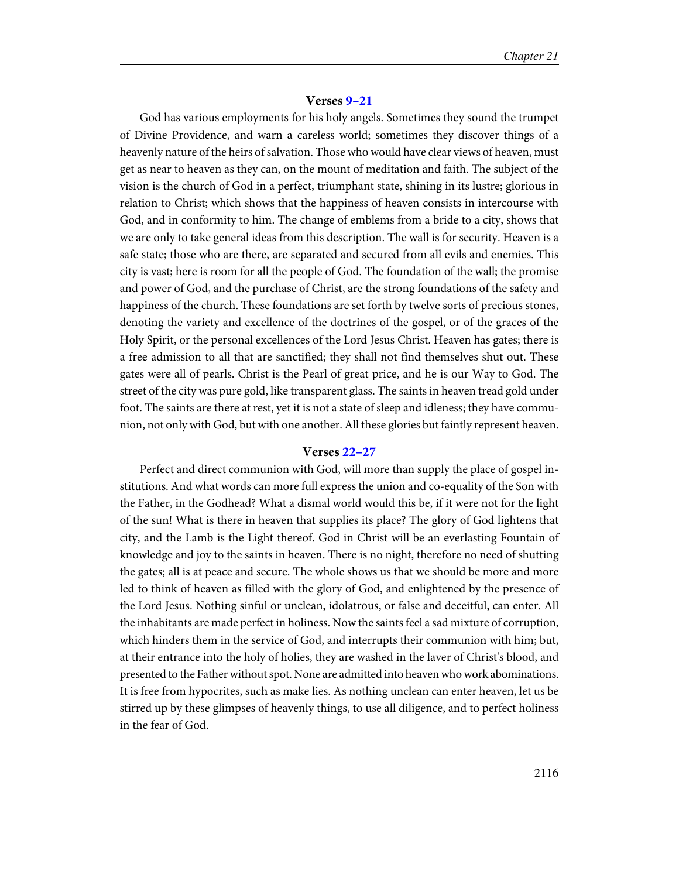### Verses 9–21

God has various employments for his holy angels. Sometimes they sound the trumpet of Divine Providence, and warn a careless world; sometimes they discover things of a heavenly nature of the heirs of salvation. Those who would have clear views of heaven, must get as near to heaven as they can, on the mount of meditation and faith. The subject of the vision is the church of God in a perfect, triumphant state, shining in its lustre; glorious in relation to Christ; which shows that the happiness of heaven consists in intercourse with God, and in conformity to him. The change of emblems from a bride to a city, shows that we are only to take general ideas from this description. The wall is for security. Heaven is a safe state; those who are there, are separated and secured from all evils and enemies. This city is vast; here is room for all the people of God. The foundation of the wall; the promise and power of God, and the purchase of Christ, are the strong foundations of the safety and happiness of the church. These foundations are set forth by twelve sorts of precious stones, denoting the variety and excellence of the doctrines of the gospel, or of the graces of the Holy Spirit, or the personal excellences of the Lord Jesus Christ. Heaven has gates; there is a free admission to all that are sanctified; they shall not find themselves shut out. These gates were all of pearls. Christ is the Pearl of great price, and he is our Way to God. The street of the city was pure gold, like transparent glass. The saints in heaven tread gold under foot. The saints are there at rest, yet it is not a state of sleep and idleness; they have communion, not only with God, but with one another. All these glories but faintly represent heaven.

### Verses 22–27

Perfect and direct communion with God, will more than supply the place of gospel institutions. And what words can more full express the union and co-equality of the Son with the Father, in the Godhead? What a dismal world would this be, if it were not for the light of the sun! What is there in heaven that supplies its place? The glory of God lightens that city, and the Lamb is the Light thereof. God in Christ will be an everlasting Fountain of knowledge and joy to the saints in heaven. There is no night, therefore no need of shutting the gates; all is at peace and secure. The whole shows us that we should be more and more led to think of heaven as filled with the glory of God, and enlightened by the presence of the Lord Jesus. Nothing sinful or unclean, idolatrous, or false and deceitful, can enter. All the inhabitants are made perfect in holiness. Now the saints feel a sad mixture of corruption, which hinders them in the service of God, and interrupts their communion with him; but, at their entrance into the holy of holies, they are washed in the laver of Christ's blood, and presented to the Father without spot. None are admitted into heaven who work abominations. It is free from hypocrites, such as make lies. As nothing unclean can enter heaven, let us be stirred up by these glimpses of heavenly things, to use all diligence, and to perfect holiness in the fear of God.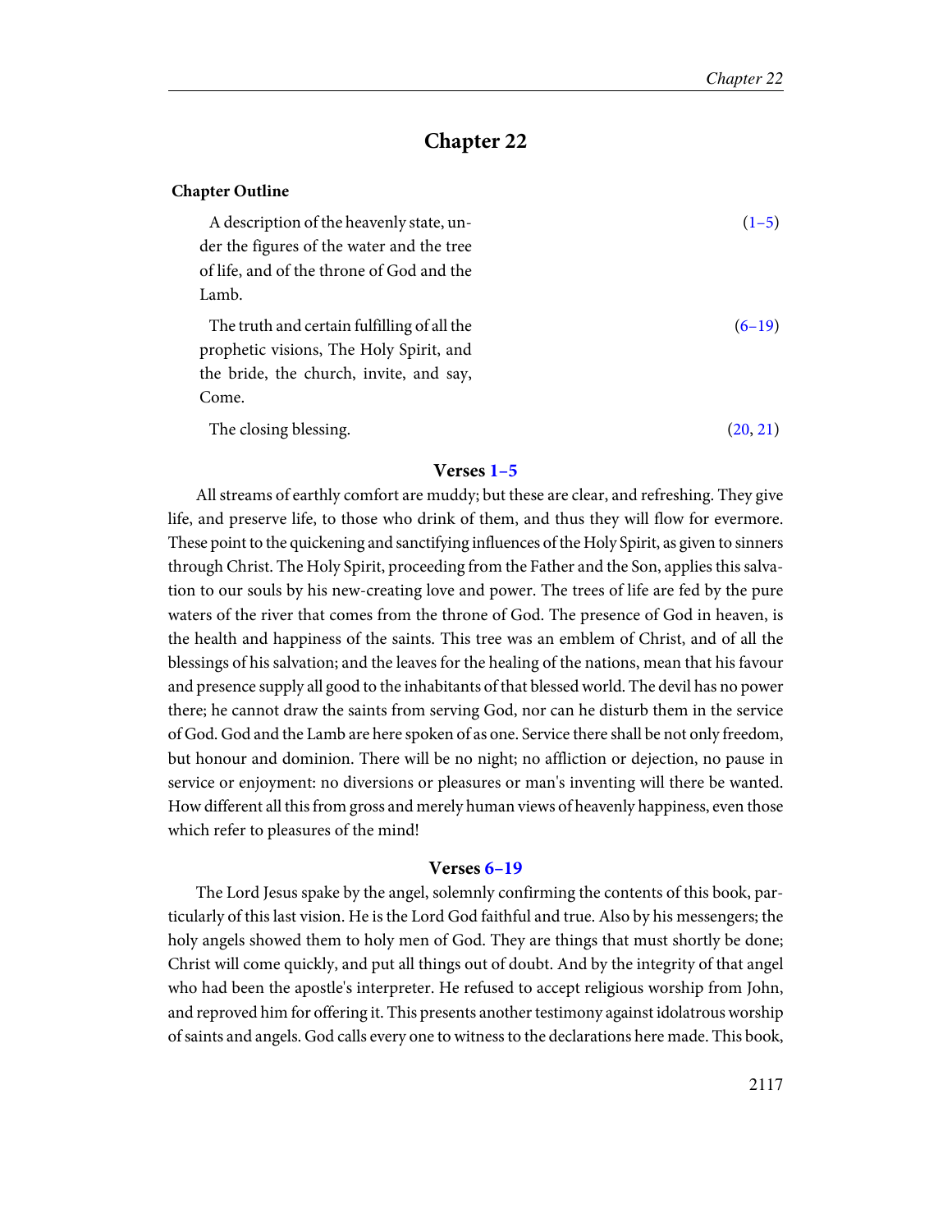## Chapter 22

**Chapter Outline**

| | |
|---|---|
| A description of the heavenly state, under the figures of the water and the tree of life, and of the throne of God and the Lamb. | (1–5) |
| The truth and certain fulfilling of all the prophetic visions, The Holy Spirit, and the bride, the church, invite, and say, Come. | (6–19) |
| The closing blessing. | (20, 21) |

### Verses 1–5

All streams of earthly comfort are muddy; but these are clear, and refreshing. They give life, and preserve life, to those who drink of them, and thus they will flow for evermore. These point to the quickening and sanctifying influences of the Holy Spirit, as given to sinners through Christ. The Holy Spirit, proceeding from the Father and the Son, applies this salvation to our souls by his new-creating love and power. The trees of life are fed by the pure waters of the river that comes from the throne of God. The presence of God in heaven, is the health and happiness of the saints. This tree was an emblem of Christ, and of all the blessings of his salvation; and the leaves for the healing of the nations, mean that his favour and presence supply all good to the inhabitants of that blessed world. The devil has no power there; he cannot draw the saints from serving God, nor can he disturb them in the service of God. God and the Lamb are here spoken of as one. Service there shall be not only freedom, but honour and dominion. There will be no night; no affliction or dejection, no pause in service or enjoyment: no diversions or pleasures or man's inventing will there be wanted. How different all this from gross and merely human views of heavenly happiness, even those which refer to pleasures of the mind!

### Verses 6–19

The Lord Jesus spake by the angel, solemnly confirming the contents of this book, particularly of this last vision. He is the Lord God faithful and true. Also by his messengers; the holy angels showed them to holy men of God. They are things that must shortly be done; Christ will come quickly, and put all things out of doubt. And by the integrity of that angel who had been the apostle's interpreter. He refused to accept religious worship from John, and reproved him for offering it. This presents another testimony against idolatrous worship of saints and angels. God calls every one to witness to the declarations here made. This book,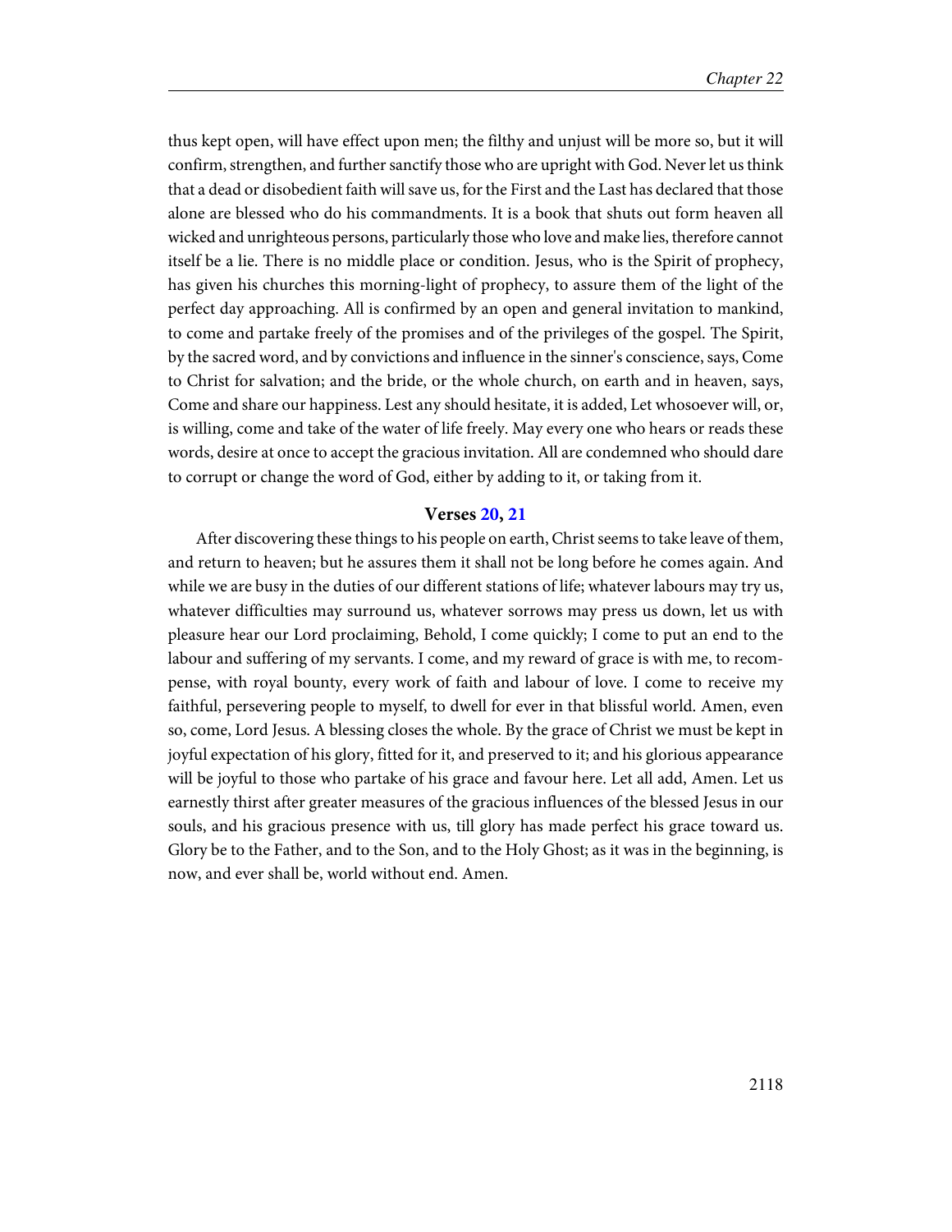thus kept open, will have effect upon men; the filthy and unjust will be more so, but it will confirm, strengthen, and further sanctify those who are upright with God. Never let us think that a dead or disobedient faith will save us, for the First and the Last has declared that those alone are blessed who do his commandments. It is a book that shuts out form heaven all wicked and unrighteous persons, particularly those who love and make lies, therefore cannot itself be a lie. There is no middle place or condition. Jesus, who is the Spirit of prophecy, has given his churches this morning-light of prophecy, to assure them of the light of the perfect day approaching. All is confirmed by an open and general invitation to mankind, to come and partake freely of the promises and of the privileges of the gospel. The Spirit, by the sacred word, and by convictions and influence in the sinner's conscience, says, Come to Christ for salvation; and the bride, or the whole church, on earth and in heaven, says, Come and share our happiness. Lest any should hesitate, it is added, Let whosoever will, or, is willing, come and take of the water of life freely. May every one who hears or reads these words, desire at once to accept the gracious invitation. All are condemned who should dare to corrupt or change the word of God, either by adding to it, or taking from it.

### Verses 20, 21

After discovering these things to his people on earth, Christ seems to take leave of them, and return to heaven; but he assures them it shall not be long before he comes again. And while we are busy in the duties of our different stations of life; whatever labours may try us, whatever difficulties may surround us, whatever sorrows may press us down, let us with pleasure hear our Lord proclaiming, Behold, I come quickly; I come to put an end to the labour and suffering of my servants. I come, and my reward of grace is with me, to recompense, with royal bounty, every work of faith and labour of love. I come to receive my faithful, persevering people to myself, to dwell for ever in that blissful world. Amen, even so, come, Lord Jesus. A blessing closes the whole. By the grace of Christ we must be kept in joyful expectation of his glory, fitted for it, and preserved to it; and his glorious appearance will be joyful to those who partake of his grace and favour here. Let all add, Amen. Let us earnestly thirst after greater measures of the gracious influences of the blessed Jesus in our souls, and his gracious presence with us, till glory has made perfect his grace toward us. Glory be to the Father, and to the Son, and to the Holy Ghost; as it was in the beginning, is now, and ever shall be, world without end. Amen.